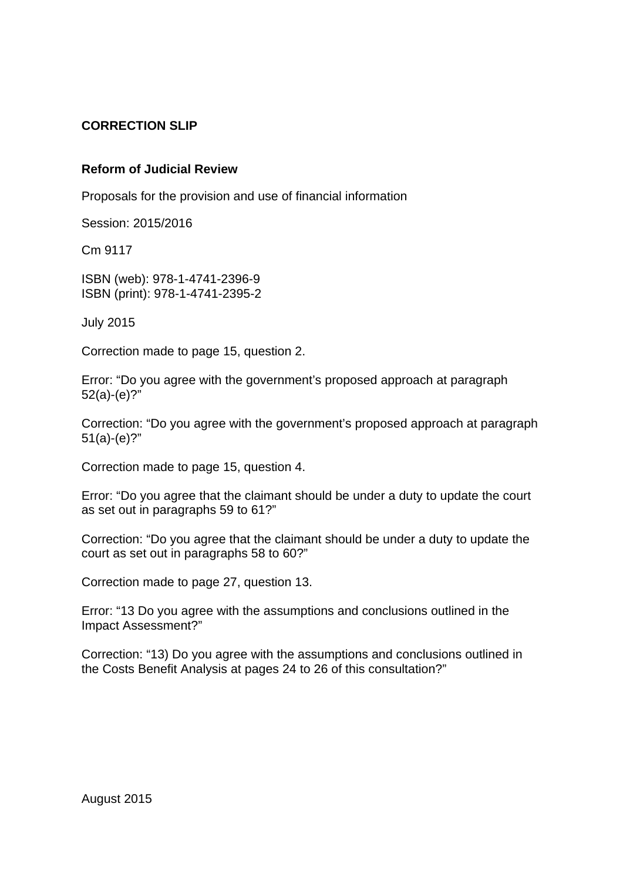**CORRECTION SLIP**

**Reform of Judicial Review**

Proposals for the provision and use of financial information

Session: 2015/2016

Cm 9117

ISBN (web): 978-1-4741-2396-9
ISBN (print): 978-1-4741-2395-2

July 2015

Correction made to page 15, question 2.

Error: "Do you agree with the government's proposed approach at paragraph 52(a)-(e)?"

Correction: "Do you agree with the government's proposed approach at paragraph 51(a)-(e)?"

Correction made to page 15, question 4.

Error: "Do you agree that the claimant should be under a duty to update the court as set out in paragraphs 59 to 61?"

Correction: "Do you agree that the claimant should be under a duty to update the court as set out in paragraphs 58 to 60?"

Correction made to page 27, question 13.

Error: "13 Do you agree with the assumptions and conclusions outlined in the Impact Assessment?"

Correction: "13) Do you agree with the assumptions and conclusions outlined in the Costs Benefit Analysis at pages 24 to 26 of this consultation?"

August 2015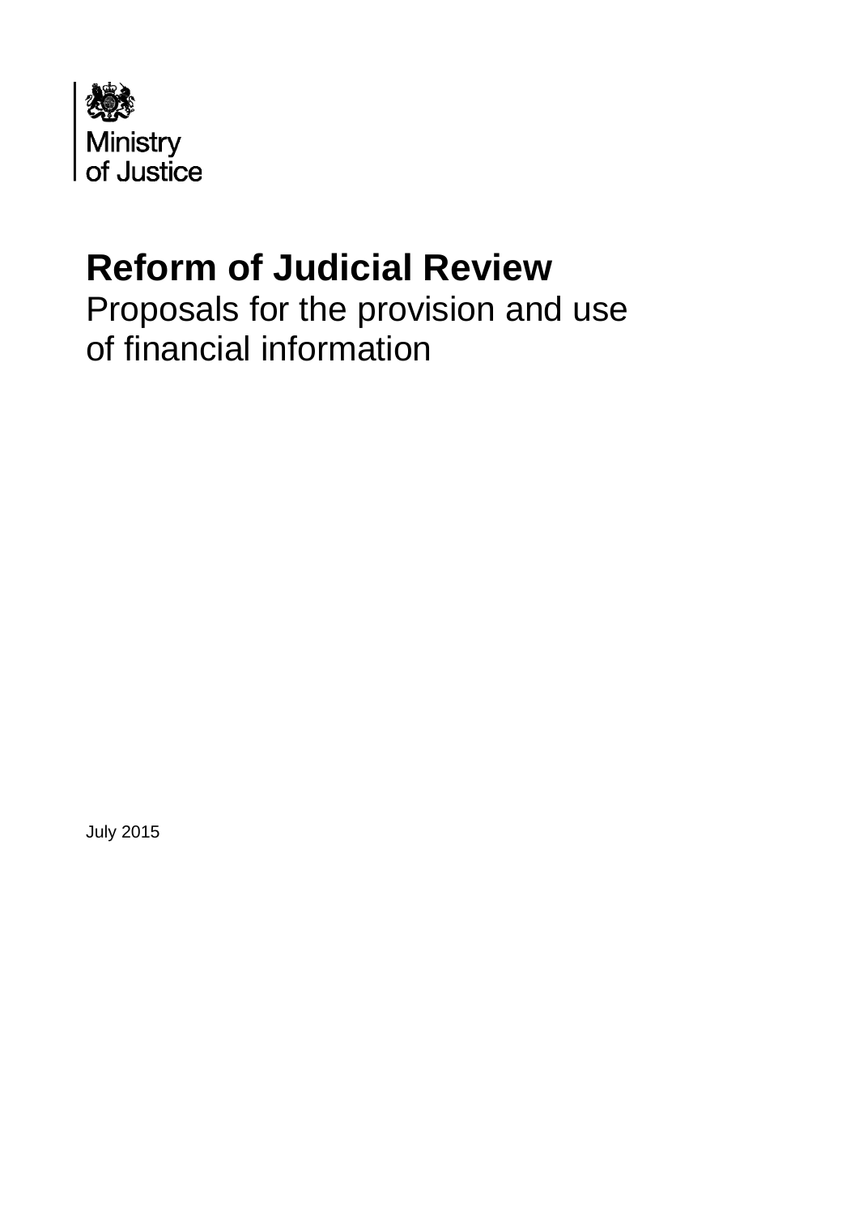Ministry of Justice

# Reform of Judicial Review

Proposals for the provision and use of financial information

July 2015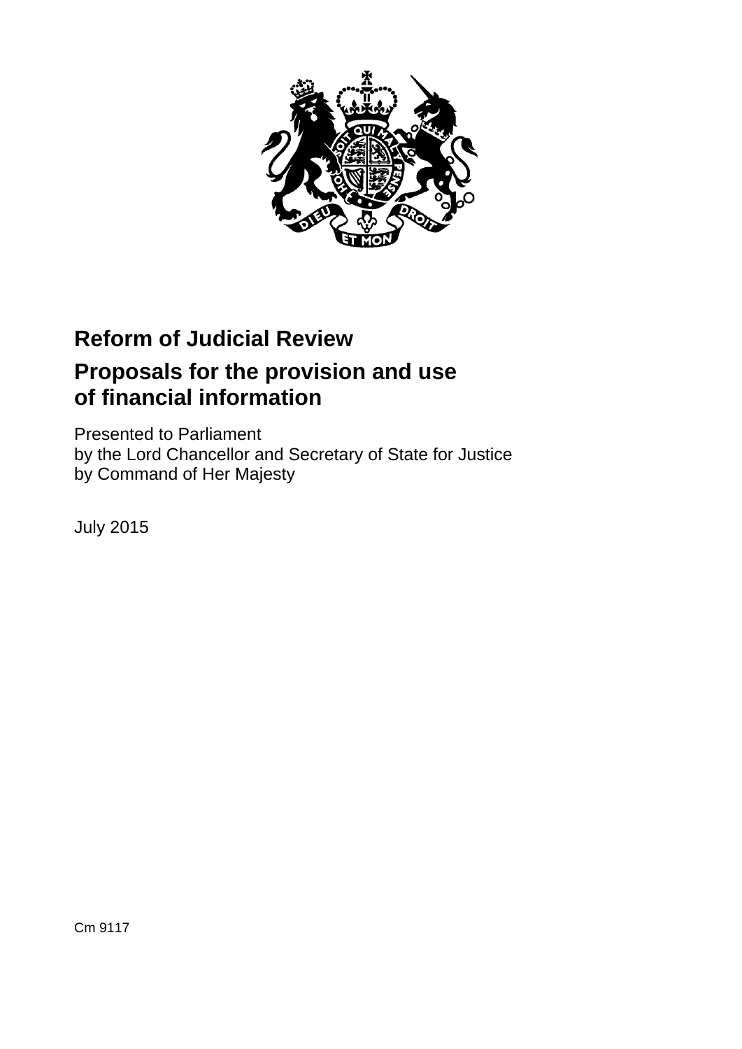# Reform of Judicial Review

## Proposals for the provision and use of financial information

Presented to Parliament
by the Lord Chancellor and Secretary of State for Justice
by Command of Her Majesty

July 2015

Cm 9117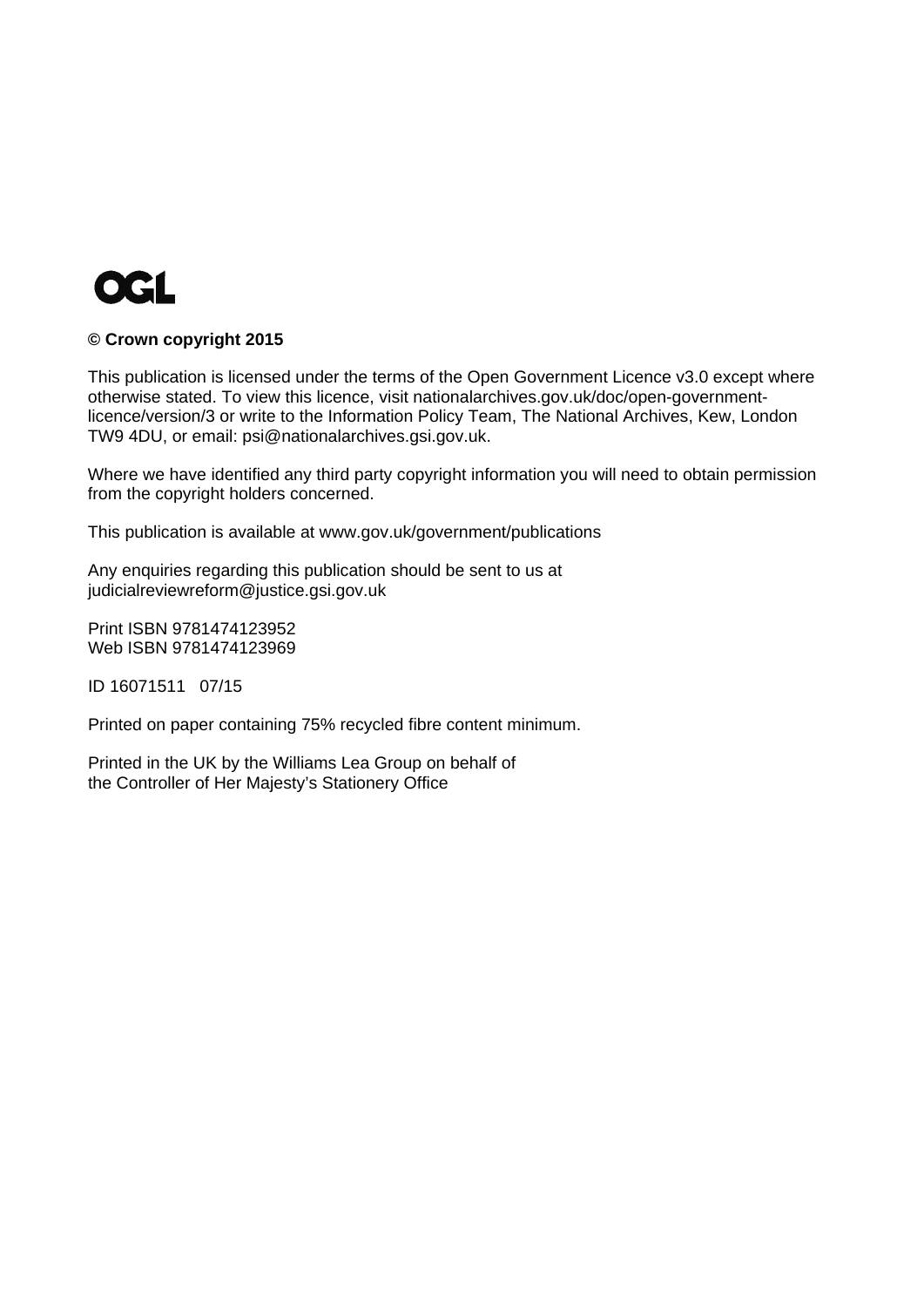OGL

**© Crown copyright 2015**

This publication is licensed under the terms of the Open Government Licence v3.0 except where otherwise stated. To view this licence, visit nationalarchives.gov.uk/doc/open-government-licence/version/3 or write to the Information Policy Team, The National Archives, Kew, London TW9 4DU, or email: psi@nationalarchives.gsi.gov.uk.

Where we have identified any third party copyright information you will need to obtain permission from the copyright holders concerned.

This publication is available at www.gov.uk/government/publications

Any enquiries regarding this publication should be sent to us at judicialreviewreform@justice.gsi.gov.uk

Print ISBN 9781474123952
Web ISBN 9781474123969

ID 16071511 07/15

Printed on paper containing 75% recycled fibre content minimum.

Printed in the UK by the Williams Lea Group on behalf of the Controller of Her Majesty's Stationery Office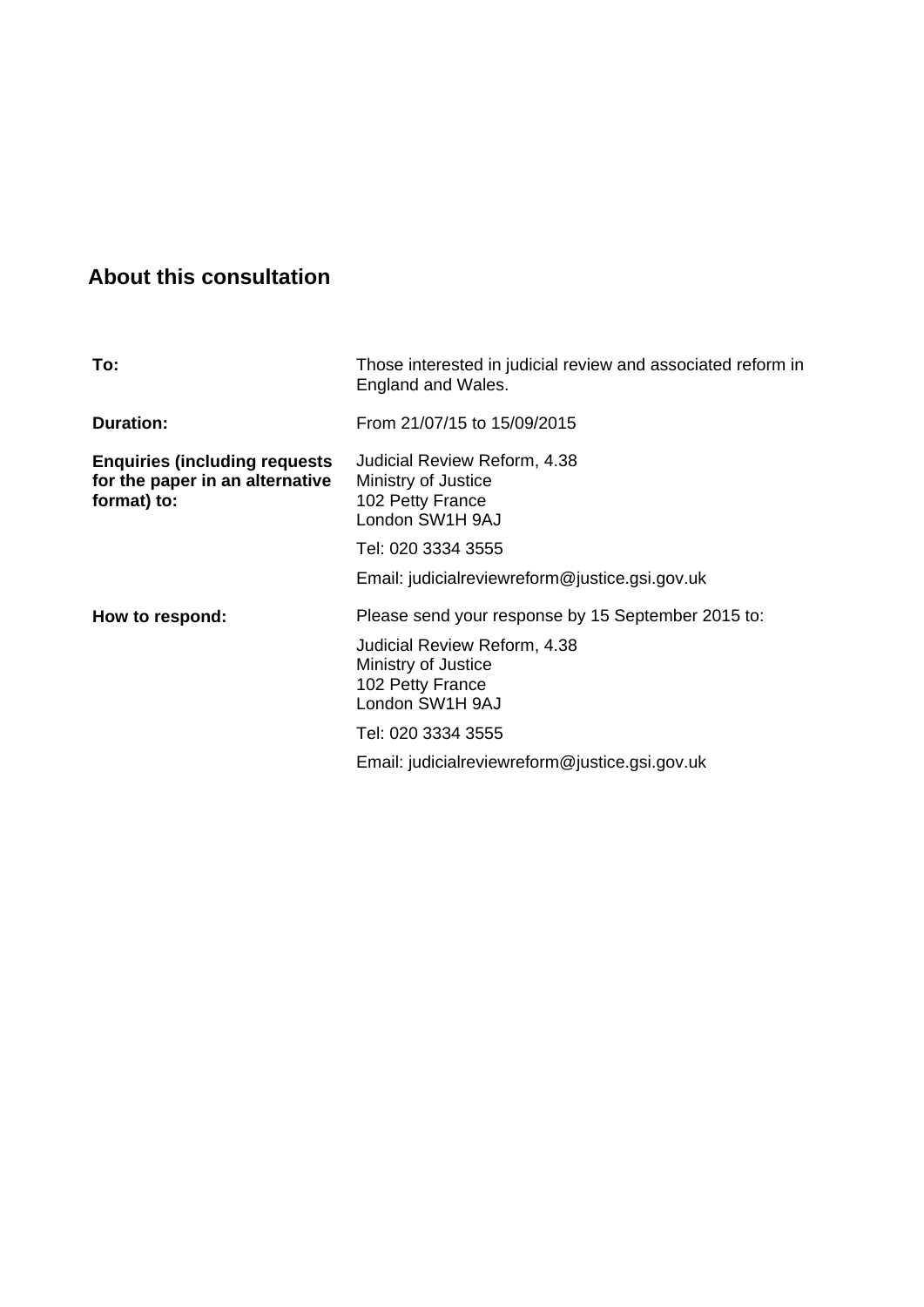## About this consultation

| | |
|---|---|
| **To:** | Those interested in judicial review and associated reform in England and Wales. |
| **Duration:** | From 21/07/15 to 15/09/2015 |
| **Enquiries (including requests for the paper in an alternative format) to:** | Judicial Review Reform, 4.38<br>Ministry of Justice<br>102 Petty France<br>London SW1H 9AJ<br><br>Tel: 020 3334 3555<br><br>Email: judicialreviewreform@justice.gsi.gov.uk |
| **How to respond:** | Please send your response by 15 September 2015 to:<br><br>Judicial Review Reform, 4.38<br>Ministry of Justice<br>102 Petty France<br>London SW1H 9AJ<br><br>Tel: 020 3334 3555<br><br>Email: judicialreviewreform@justice.gsi.gov.uk |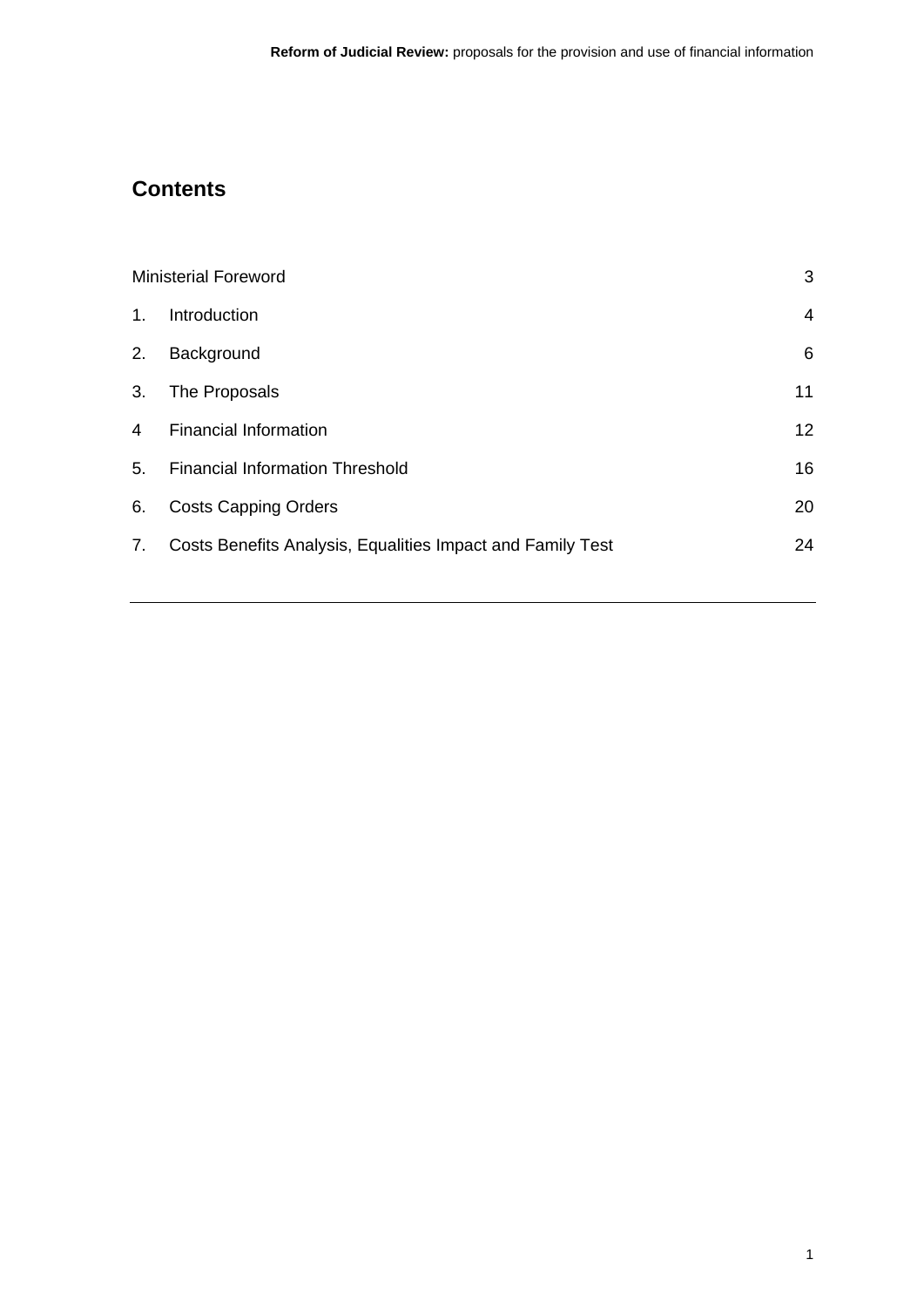# Contents

| | | |
|---|---|---|
| Ministerial Foreword | | 3 |
| 1. | Introduction | 4 |
| 2. | Background | 6 |
| 3. | The Proposals | 11 |
| 4 | Financial Information | 12 |
| 5. | Financial Information Threshold | 16 |
| 6. | Costs Capping Orders | 20 |
| 7. | Costs Benefits Analysis, Equalities Impact and Family Test | 24 |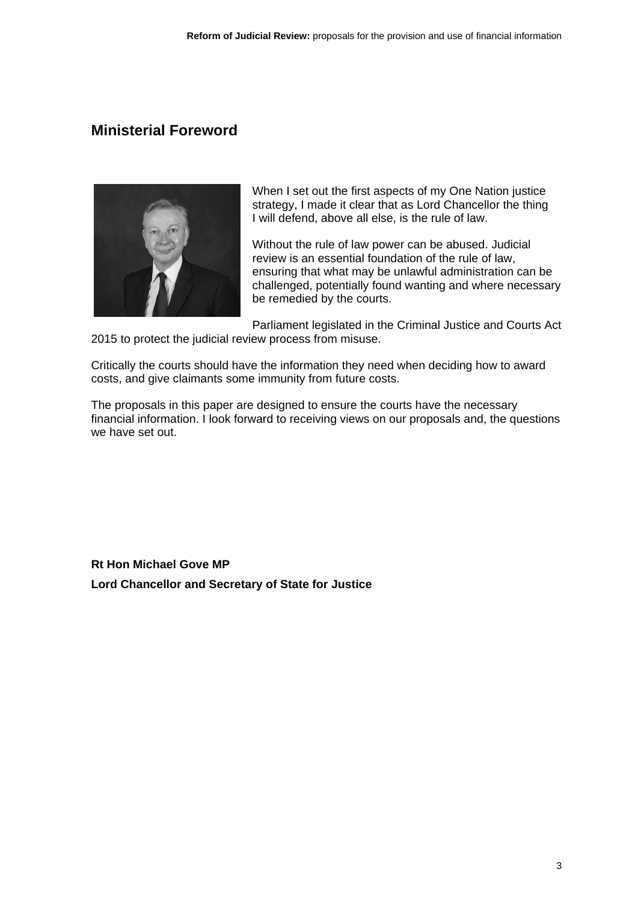## Ministerial Foreword

When I set out the first aspects of my One Nation justice strategy, I made it clear that as Lord Chancellor the thing I will defend, above all else, is the rule of law.

Without the rule of law power can be abused. Judicial review is an essential foundation of the rule of law, ensuring that what may be unlawful administration can be challenged, potentially found wanting and where necessary be remedied by the courts.

Parliament legislated in the Criminal Justice and Courts Act 2015 to protect the judicial review process from misuse.

Critically the courts should have the information they need when deciding how to award costs, and give claimants some immunity from future costs.

The proposals in this paper are designed to ensure the courts have the necessary financial information. I look forward to receiving views on our proposals and, the questions we have set out.

**Rt Hon Michael Gove MP**

**Lord Chancellor and Secretary of State for Justice**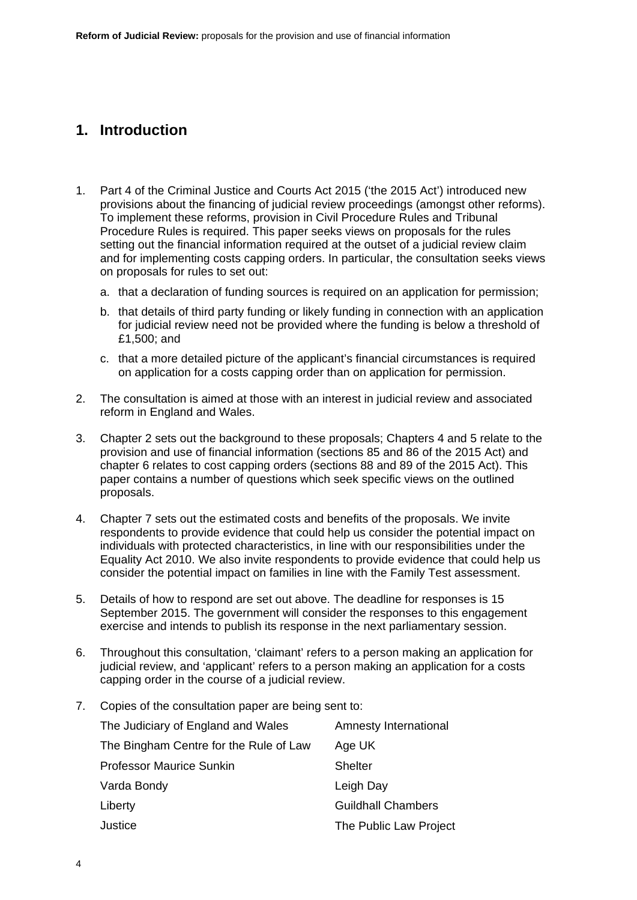## 1. Introduction

1. Part 4 of the Criminal Justice and Courts Act 2015 ('the 2015 Act') introduced new provisions about the financing of judicial review proceedings (amongst other reforms). To implement these reforms, provision in Civil Procedure Rules and Tribunal Procedure Rules is required. This paper seeks views on proposals for the rules setting out the financial information required at the outset of a judicial review claim and for implementing costs capping orders. In particular, the consultation seeks views on proposals for rules to set out:

   a. that a declaration of funding sources is required on an application for permission;

   b. that details of third party funding or likely funding in connection with an application for judicial review need not be provided where the funding is below a threshold of £1,500; and

   c. that a more detailed picture of the applicant's financial circumstances is required on application for a costs capping order than on application for permission.

2. The consultation is aimed at those with an interest in judicial review and associated reform in England and Wales.

3. Chapter 2 sets out the background to these proposals; Chapters 4 and 5 relate to the provision and use of financial information (sections 85 and 86 of the 2015 Act) and chapter 6 relates to cost capping orders (sections 88 and 89 of the 2015 Act). This paper contains a number of questions which seek specific views on the outlined proposals.

4. Chapter 7 sets out the estimated costs and benefits of the proposals. We invite respondents to provide evidence that could help us consider the potential impact on individuals with protected characteristics, in line with our responsibilities under the Equality Act 2010. We also invite respondents to provide evidence that could help us consider the potential impact on families in line with the Family Test assessment.

5. Details of how to respond are set out above. The deadline for responses is 15 September 2015. The government will consider the responses to this engagement exercise and intends to publish its response in the next parliamentary session.

6. Throughout this consultation, 'claimant' refers to a person making an application for judicial review, and 'applicant' refers to a person making an application for a costs capping order in the course of a judicial review.

7. Copies of the consultation paper are being sent to:

| | |
|---|---|
| The Judiciary of England and Wales | Amnesty International |
| The Bingham Centre for the Rule of Law | Age UK |
| Professor Maurice Sunkin | Shelter |
| Varda Bondy | Leigh Day |
| Liberty | Guildhall Chambers |
| Justice | The Public Law Project |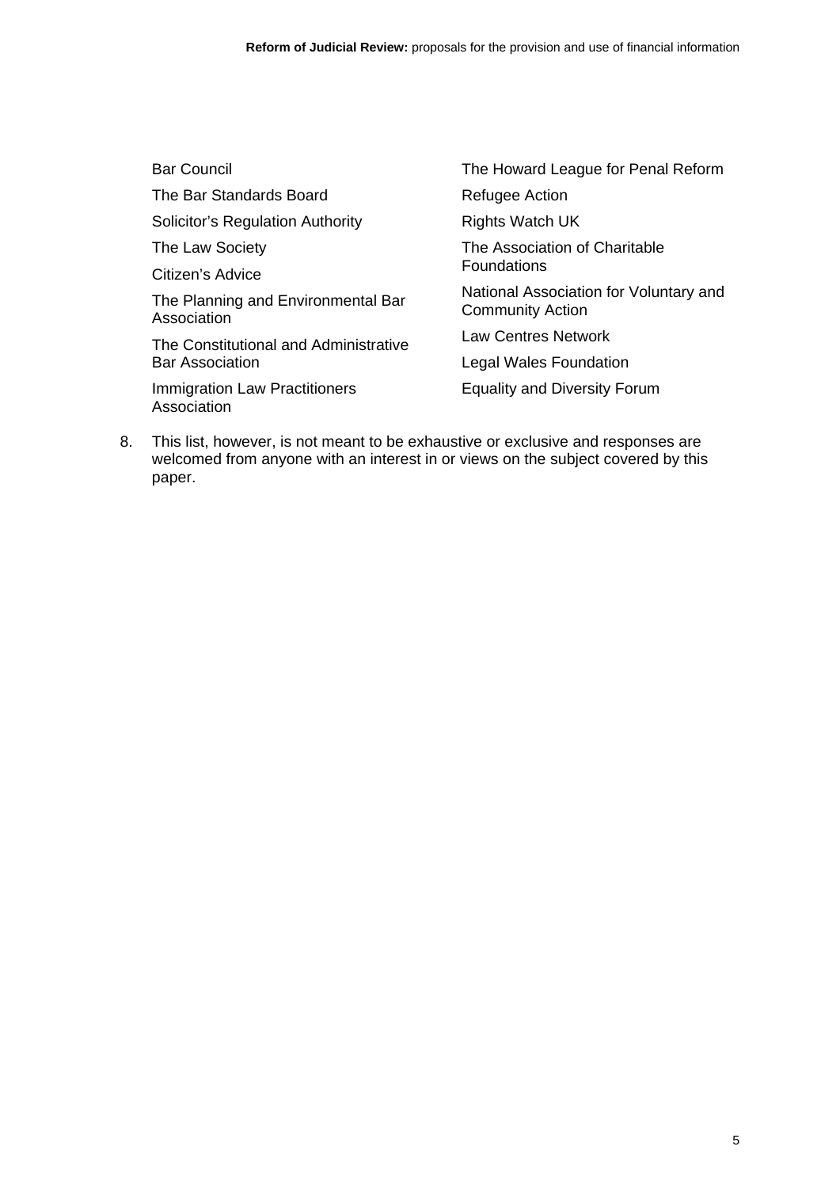- Bar Council
- The Bar Standards Board
- Solicitor's Regulation Authority
- The Law Society
- Citizen's Advice
- The Planning and Environmental Bar Association
- The Constitutional and Administrative Bar Association
- Immigration Law Practitioners Association
- The Howard League for Penal Reform
- Refugee Action
- Rights Watch UK
- The Association of Charitable Foundations
- National Association for Voluntary and Community Action
- Law Centres Network
- Legal Wales Foundation
- Equality and Diversity Forum

8. This list, however, is not meant to be exhaustive or exclusive and responses are welcomed from anyone with an interest in or views on the subject covered by this paper.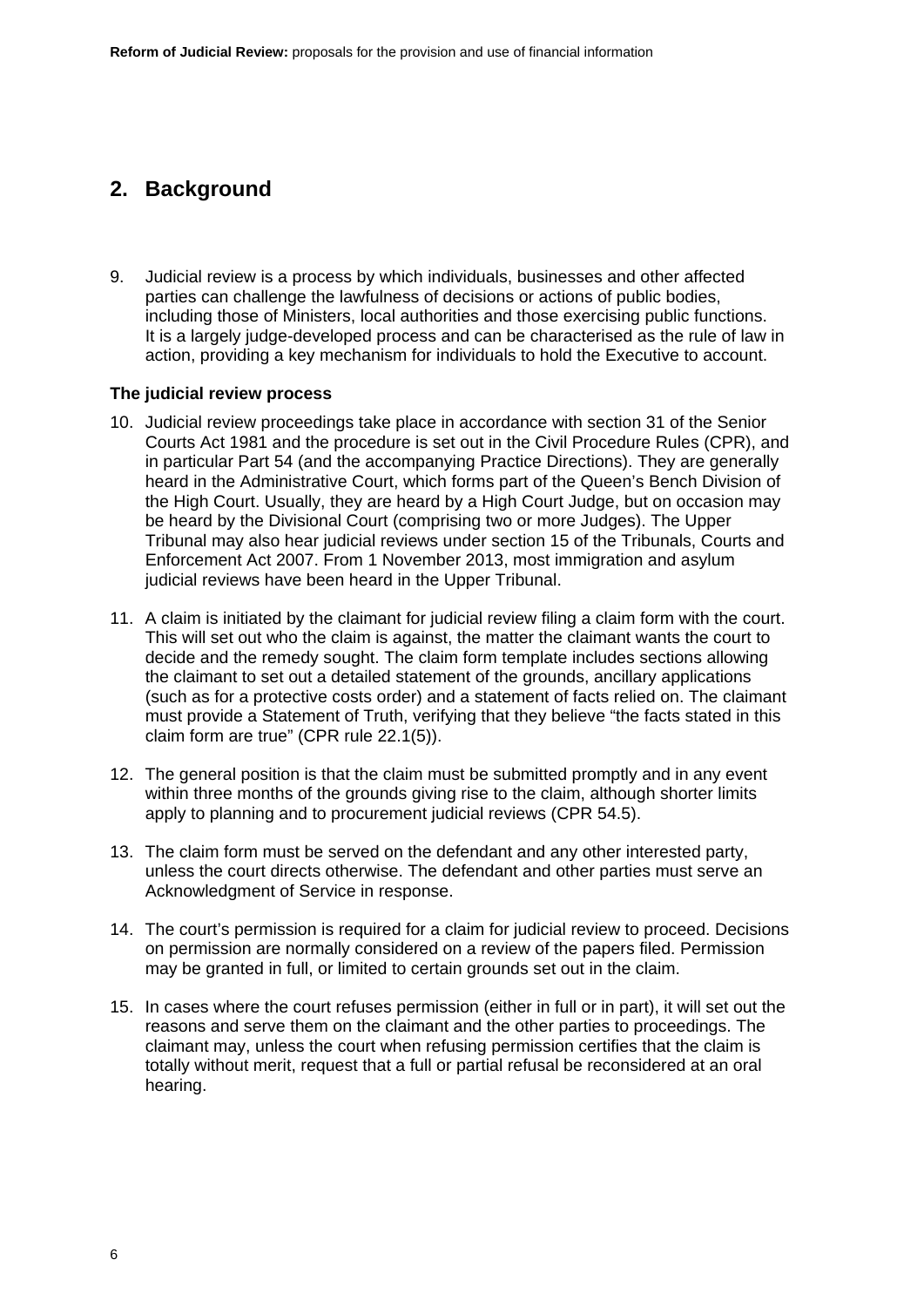## 2. Background

9. Judicial review is a process by which individuals, businesses and other affected parties can challenge the lawfulness of decisions or actions of public bodies, including those of Ministers, local authorities and those exercising public functions. It is a largely judge-developed process and can be characterised as the rule of law in action, providing a key mechanism for individuals to hold the Executive to account.

### The judicial review process

10. Judicial review proceedings take place in accordance with section 31 of the Senior Courts Act 1981 and the procedure is set out in the Civil Procedure Rules (CPR), and in particular Part 54 (and the accompanying Practice Directions). They are generally heard in the Administrative Court, which forms part of the Queen's Bench Division of the High Court. Usually, they are heard by a High Court Judge, but on occasion may be heard by the Divisional Court (comprising two or more Judges). The Upper Tribunal may also hear judicial reviews under section 15 of the Tribunals, Courts and Enforcement Act 2007. From 1 November 2013, most immigration and asylum judicial reviews have been heard in the Upper Tribunal.

11. A claim is initiated by the claimant for judicial review filing a claim form with the court. This will set out who the claim is against, the matter the claimant wants the court to decide and the remedy sought. The claim form template includes sections allowing the claimant to set out a detailed statement of the grounds, ancillary applications (such as for a protective costs order) and a statement of facts relied on. The claimant must provide a Statement of Truth, verifying that they believe "the facts stated in this claim form are true" (CPR rule 22.1(5)).

12. The general position is that the claim must be submitted promptly and in any event within three months of the grounds giving rise to the claim, although shorter limits apply to planning and to procurement judicial reviews (CPR 54.5).

13. The claim form must be served on the defendant and any other interested party, unless the court directs otherwise. The defendant and other parties must serve an Acknowledgment of Service in response.

14. The court's permission is required for a claim for judicial review to proceed. Decisions on permission are normally considered on a review of the papers filed. Permission may be granted in full, or limited to certain grounds set out in the claim.

15. In cases where the court refuses permission (either in full or in part), it will set out the reasons and serve them on the claimant and the other parties to proceedings. The claimant may, unless the court when refusing permission certifies that the claim is totally without merit, request that a full or partial refusal be reconsidered at an oral hearing.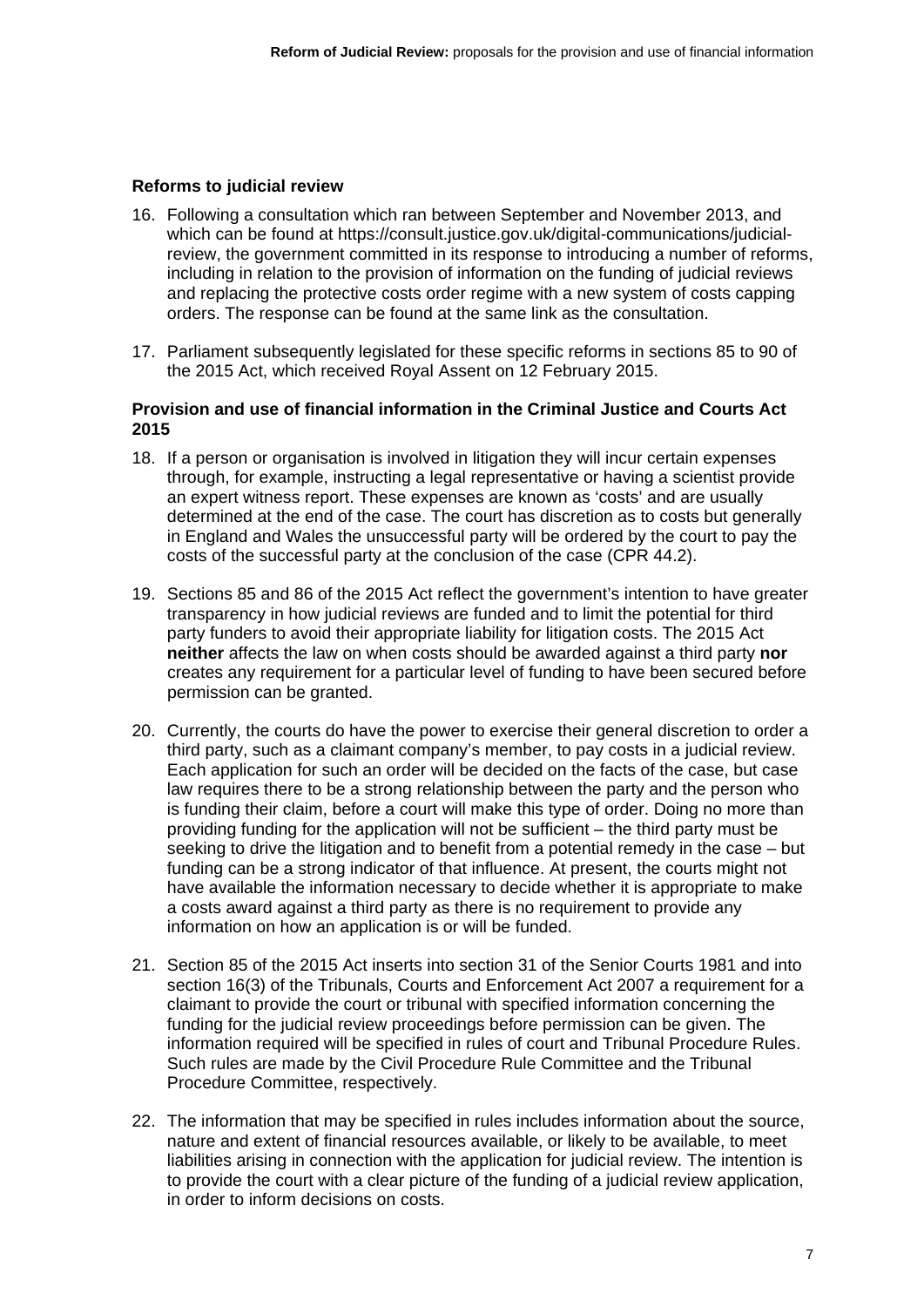### Reforms to judicial review

16. Following a consultation which ran between September and November 2013, and which can be found at https://consult.justice.gov.uk/digital-communications/judicial-review, the government committed in its response to introducing a number of reforms, including in relation to the provision of information on the funding of judicial reviews and replacing the protective costs order regime with a new system of costs capping orders. The response can be found at the same link as the consultation.

17. Parliament subsequently legislated for these specific reforms in sections 85 to 90 of the 2015 Act, which received Royal Assent on 12 February 2015.

### Provision and use of financial information in the Criminal Justice and Courts Act 2015

18. If a person or organisation is involved in litigation they will incur certain expenses through, for example, instructing a legal representative or having a scientist provide an expert witness report. These expenses are known as 'costs' and are usually determined at the end of the case. The court has discretion as to costs but generally in England and Wales the unsuccessful party will be ordered by the court to pay the costs of the successful party at the conclusion of the case (CPR 44.2).

19. Sections 85 and 86 of the 2015 Act reflect the government's intention to have greater transparency in how judicial reviews are funded and to limit the potential for third party funders to avoid their appropriate liability for litigation costs. The 2015 Act **neither** affects the law on when costs should be awarded against a third party **nor** creates any requirement for a particular level of funding to have been secured before permission can be granted.

20. Currently, the courts do have the power to exercise their general discretion to order a third party, such as a claimant company's member, to pay costs in a judicial review. Each application for such an order will be decided on the facts of the case, but case law requires there to be a strong relationship between the party and the person who is funding their claim, before a court will make this type of order. Doing no more than providing funding for the application will not be sufficient – the third party must be seeking to drive the litigation and to benefit from a potential remedy in the case – but funding can be a strong indicator of that influence. At present, the courts might not have available the information necessary to decide whether it is appropriate to make a costs award against a third party as there is no requirement to provide any information on how an application is or will be funded.

21. Section 85 of the 2015 Act inserts into section 31 of the Senior Courts 1981 and into section 16(3) of the Tribunals, Courts and Enforcement Act 2007 a requirement for a claimant to provide the court or tribunal with specified information concerning the funding for the judicial review proceedings before permission can be given. The information required will be specified in rules of court and Tribunal Procedure Rules. Such rules are made by the Civil Procedure Rule Committee and the Tribunal Procedure Committee, respectively.

22. The information that may be specified in rules includes information about the source, nature and extent of financial resources available, or likely to be available, to meet liabilities arising in connection with the application for judicial review. The intention is to provide the court with a clear picture of the funding of a judicial review application, in order to inform decisions on costs.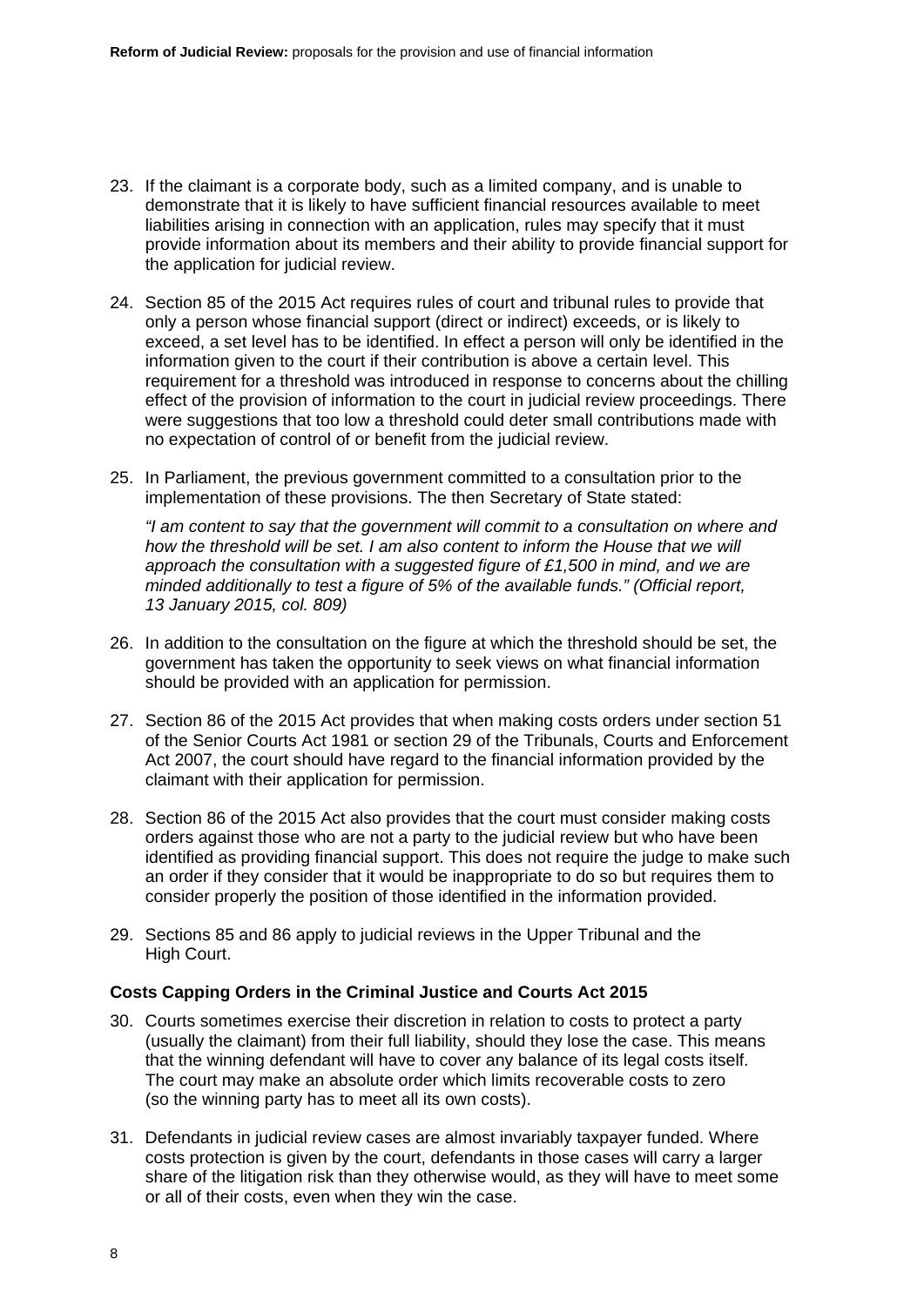23. If the claimant is a corporate body, such as a limited company, and is unable to demonstrate that it is likely to have sufficient financial resources available to meet liabilities arising in connection with an application, rules may specify that it must provide information about its members and their ability to provide financial support for the application for judicial review.

24. Section 85 of the 2015 Act requires rules of court and tribunal rules to provide that only a person whose financial support (direct or indirect) exceeds, or is likely to exceed, a set level has to be identified. In effect a person will only be identified in the information given to the court if their contribution is above a certain level. This requirement for a threshold was introduced in response to concerns about the chilling effect of the provision of information to the court in judicial review proceedings. There were suggestions that too low a threshold could deter small contributions made with no expectation of control of or benefit from the judicial review.

25. In Parliament, the previous government committed to a consultation prior to the implementation of these provisions. The then Secretary of State stated:

    *"I am content to say that the government will commit to a consultation on where and how the threshold will be set. I am also content to inform the House that we will approach the consultation with a suggested figure of £1,500 in mind, and we are minded additionally to test a figure of 5% of the available funds." (Official report, 13 January 2015, col. 809)*

26. In addition to the consultation on the figure at which the threshold should be set, the government has taken the opportunity to seek views on what financial information should be provided with an application for permission.

27. Section 86 of the 2015 Act provides that when making costs orders under section 51 of the Senior Courts Act 1981 or section 29 of the Tribunals, Courts and Enforcement Act 2007, the court should have regard to the financial information provided by the claimant with their application for permission.

28. Section 86 of the 2015 Act also provides that the court must consider making costs orders against those who are not a party to the judicial review but who have been identified as providing financial support. This does not require the judge to make such an order if they consider that it would be inappropriate to do so but requires them to consider properly the position of those identified in the information provided.

29. Sections 85 and 86 apply to judicial reviews in the Upper Tribunal and the High Court.

**Costs Capping Orders in the Criminal Justice and Courts Act 2015**

30. Courts sometimes exercise their discretion in relation to costs to protect a party (usually the claimant) from their full liability, should they lose the case. This means that the winning defendant will have to cover any balance of its legal costs itself. The court may make an absolute order which limits recoverable costs to zero (so the winning party has to meet all its own costs).

31. Defendants in judicial review cases are almost invariably taxpayer funded. Where costs protection is given by the court, defendants in those cases will carry a larger share of the litigation risk than they otherwise would, as they will have to meet some or all of their costs, even when they win the case.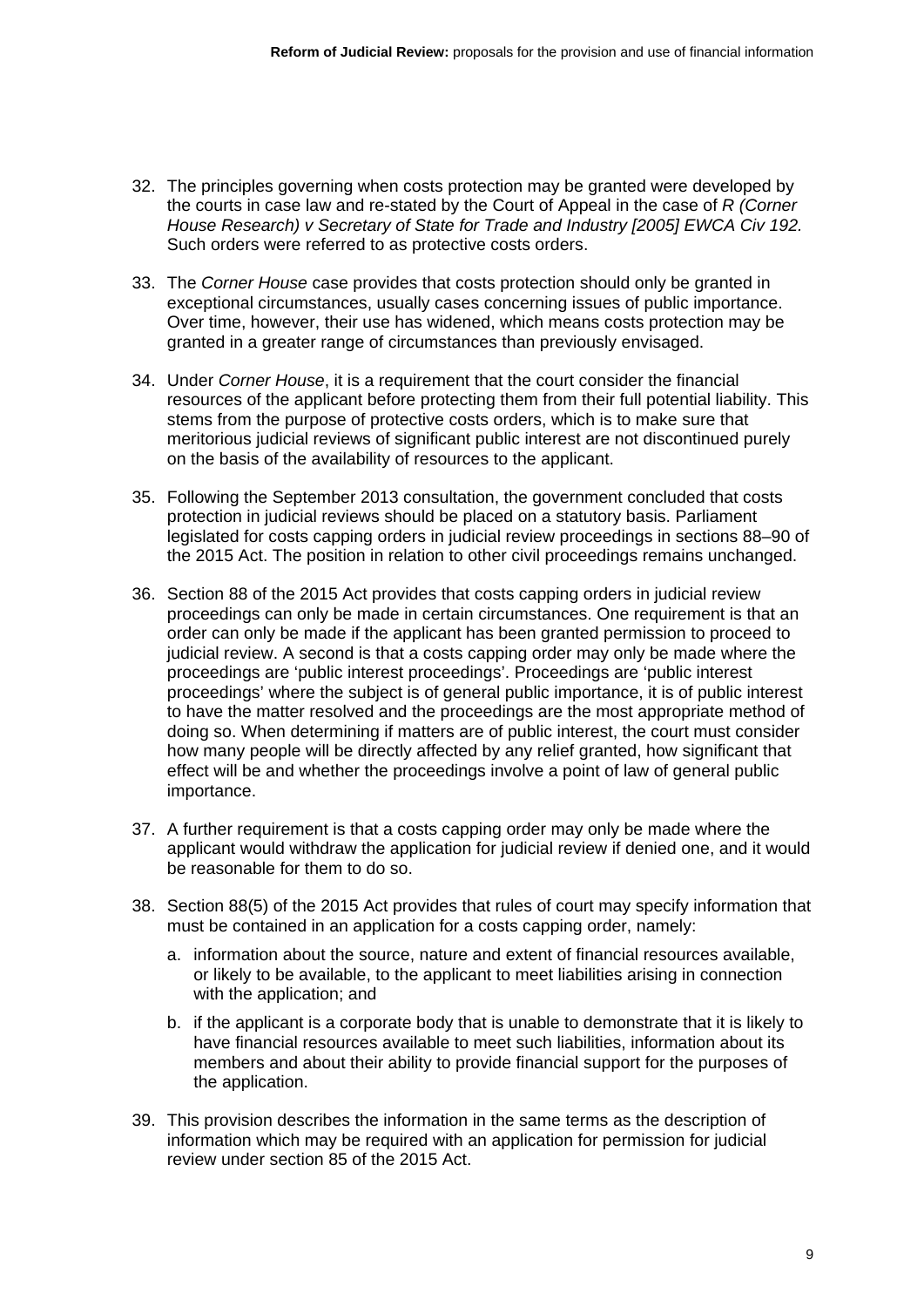32. The principles governing when costs protection may be granted were developed by the courts in case law and re-stated by the Court of Appeal in the case of *R (Corner House Research) v Secretary of State for Trade and Industry [2005] EWCA Civ 192.* Such orders were referred to as protective costs orders.

33. The *Corner House* case provides that costs protection should only be granted in exceptional circumstances, usually cases concerning issues of public importance. Over time, however, their use has widened, which means costs protection may be granted in a greater range of circumstances than previously envisaged.

34. Under *Corner House*, it is a requirement that the court consider the financial resources of the applicant before protecting them from their full potential liability. This stems from the purpose of protective costs orders, which is to make sure that meritorious judicial reviews of significant public interest are not discontinued purely on the basis of the availability of resources to the applicant.

35. Following the September 2013 consultation, the government concluded that costs protection in judicial reviews should be placed on a statutory basis. Parliament legislated for costs capping orders in judicial review proceedings in sections 88–90 of the 2015 Act. The position in relation to other civil proceedings remains unchanged.

36. Section 88 of the 2015 Act provides that costs capping orders in judicial review proceedings can only be made in certain circumstances. One requirement is that an order can only be made if the applicant has been granted permission to proceed to judicial review. A second is that a costs capping order may only be made where the proceedings are 'public interest proceedings'. Proceedings are 'public interest proceedings' where the subject is of general public importance, it is of public interest to have the matter resolved and the proceedings are the most appropriate method of doing so. When determining if matters are of public interest, the court must consider how many people will be directly affected by any relief granted, how significant that effect will be and whether the proceedings involve a point of law of general public importance.

37. A further requirement is that a costs capping order may only be made where the applicant would withdraw the application for judicial review if denied one, and it would be reasonable for them to do so.

38. Section 88(5) of the 2015 Act provides that rules of court may specify information that must be contained in an application for a costs capping order, namely:

    a. information about the source, nature and extent of financial resources available, or likely to be available, to the applicant to meet liabilities arising in connection with the application; and

    b. if the applicant is a corporate body that is unable to demonstrate that it is likely to have financial resources available to meet such liabilities, information about its members and about their ability to provide financial support for the purposes of the application.

39. This provision describes the information in the same terms as the description of information which may be required with an application for permission for judicial review under section 85 of the 2015 Act.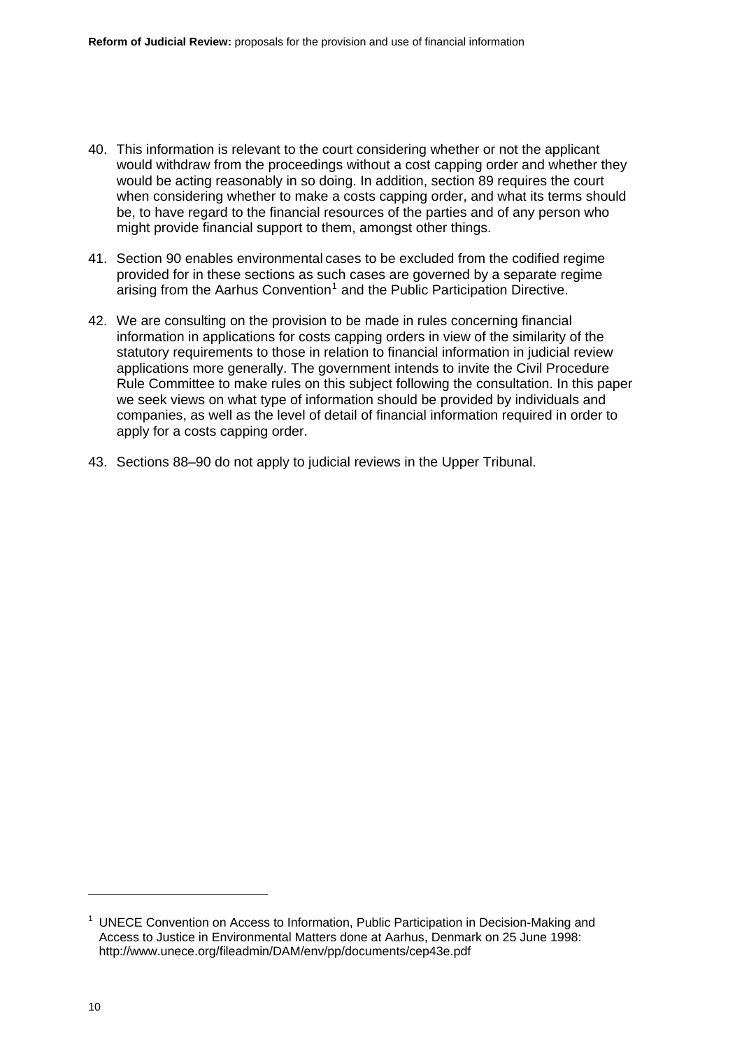40. This information is relevant to the court considering whether or not the applicant would withdraw from the proceedings without a cost capping order and whether they would be acting reasonably in so doing. In addition, section 89 requires the court when considering whether to make a costs capping order, and what its terms should be, to have regard to the financial resources of the parties and of any person who might provide financial support to them, amongst other things.

41. Section 90 enables environmental cases to be excluded from the codified regime provided for in these sections as such cases are governed by a separate regime arising from the Aarhus Convention[1] and the Public Participation Directive.

42. We are consulting on the provision to be made in rules concerning financial information in applications for costs capping orders in view of the similarity of the statutory requirements to those in relation to financial information in judicial review applications more generally. The government intends to invite the Civil Procedure Rule Committee to make rules on this subject following the consultation. In this paper we seek views on what type of information should be provided by individuals and companies, as well as the level of detail of financial information required in order to apply for a costs capping order.

43. Sections 88–90 do not apply to judicial reviews in the Upper Tribunal.

---

[1] UNECE Convention on Access to Information, Public Participation in Decision-Making and Access to Justice in Environmental Matters done at Aarhus, Denmark on 25 June 1998: http://www.unece.org/fileadmin/DAM/env/pp/documents/cep43e.pdf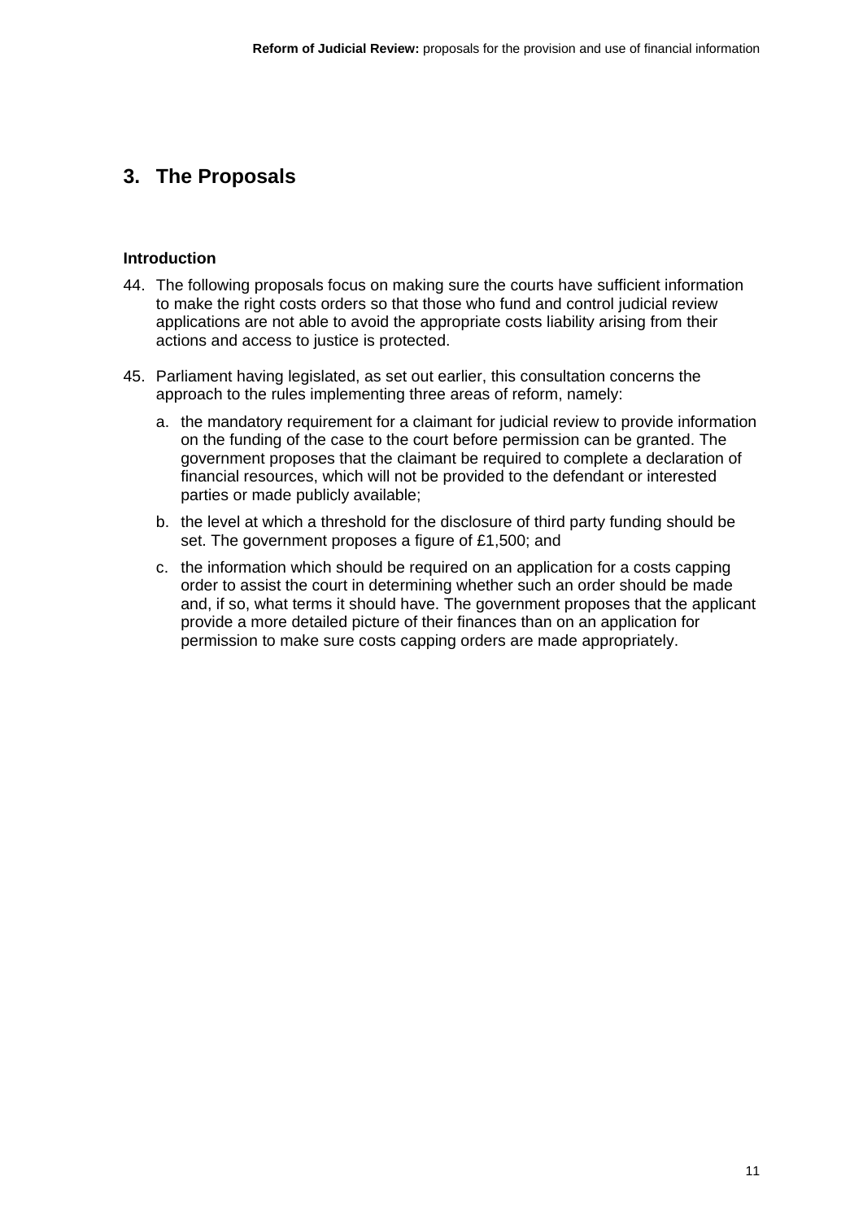## 3. The Proposals

### Introduction

44. The following proposals focus on making sure the courts have sufficient information to make the right costs orders so that those who fund and control judicial review applications are not able to avoid the appropriate costs liability arising from their actions and access to justice is protected.

45. Parliament having legislated, as set out earlier, this consultation concerns the approach to the rules implementing three areas of reform, namely:

    a. the mandatory requirement for a claimant for judicial review to provide information on the funding of the case to the court before permission can be granted. The government proposes that the claimant be required to complete a declaration of financial resources, which will not be provided to the defendant or interested parties or made publicly available;

    b. the level at which a threshold for the disclosure of third party funding should be set. The government proposes a figure of £1,500; and

    c. the information which should be required on an application for a costs capping order to assist the court in determining whether such an order should be made and, if so, what terms it should have. The government proposes that the applicant provide a more detailed picture of their finances than on an application for permission to make sure costs capping orders are made appropriately.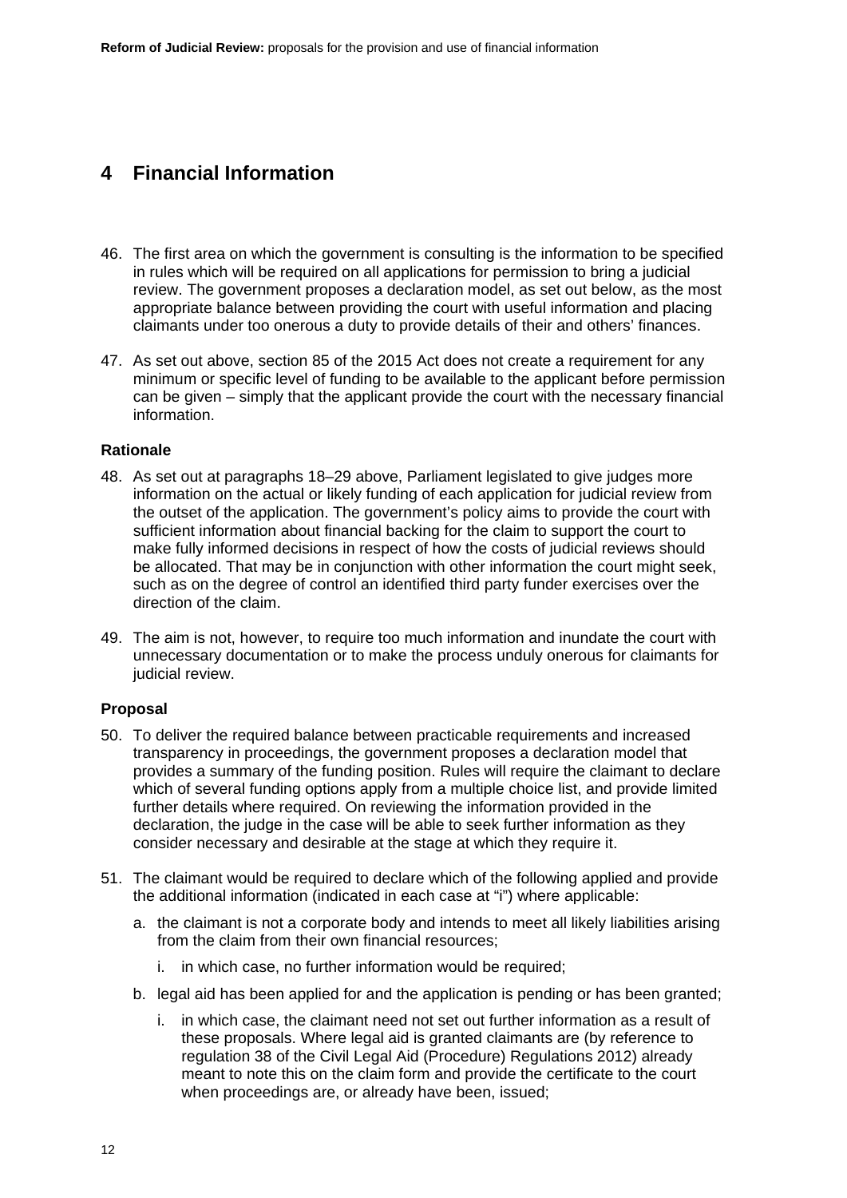## 4 Financial Information

46. The first area on which the government is consulting is the information to be specified in rules which will be required on all applications for permission to bring a judicial review. The government proposes a declaration model, as set out below, as the most appropriate balance between providing the court with useful information and placing claimants under too onerous a duty to provide details of their and others' finances.

47. As set out above, section 85 of the 2015 Act does not create a requirement for any minimum or specific level of funding to be available to the applicant before permission can be given – simply that the applicant provide the court with the necessary financial information.

### Rationale

48. As set out at paragraphs 18–29 above, Parliament legislated to give judges more information on the actual or likely funding of each application for judicial review from the outset of the application. The government's policy aims to provide the court with sufficient information about financial backing for the claim to support the court to make fully informed decisions in respect of how the costs of judicial reviews should be allocated. That may be in conjunction with other information the court might seek, such as on the degree of control an identified third party funder exercises over the direction of the claim.

49. The aim is not, however, to require too much information and inundate the court with unnecessary documentation or to make the process unduly onerous for claimants for judicial review.

### Proposal

50. To deliver the required balance between practicable requirements and increased transparency in proceedings, the government proposes a declaration model that provides a summary of the funding position. Rules will require the claimant to declare which of several funding options apply from a multiple choice list, and provide limited further details where required. On reviewing the information provided in the declaration, the judge in the case will be able to seek further information as they consider necessary and desirable at the stage at which they require it.

51. The claimant would be required to declare which of the following applied and provide the additional information (indicated in each case at "i") where applicable:

    a. the claimant is not a corporate body and intends to meet all likely liabilities arising from the claim from their own financial resources;

        i. in which case, no further information would be required;

    b. legal aid has been applied for and the application is pending or has been granted;

        i. in which case, the claimant need not set out further information as a result of these proposals. Where legal aid is granted claimants are (by reference to regulation 38 of the Civil Legal Aid (Procedure) Regulations 2012) already meant to note this on the claim form and provide the certificate to the court when proceedings are, or already have been, issued;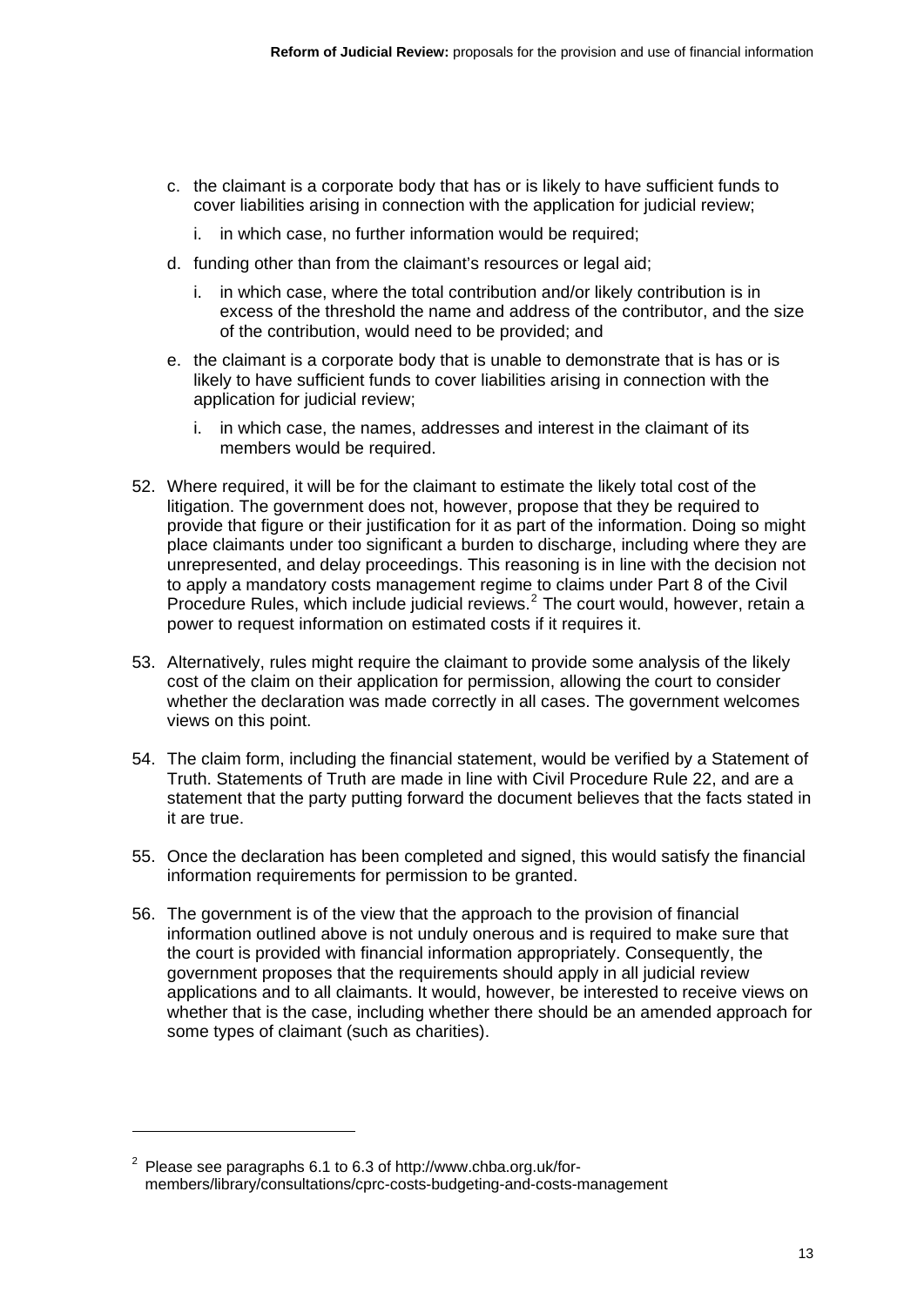c. the claimant is a corporate body that has or is likely to have sufficient funds to cover liabilities arising in connection with the application for judicial review;

   i. in which case, no further information would be required;

d. funding other than from the claimant's resources or legal aid;

   i. in which case, where the total contribution and/or likely contribution is in excess of the threshold the name and address of the contributor, and the size of the contribution, would need to be provided; and

e. the claimant is a corporate body that is unable to demonstrate that is has or is likely to have sufficient funds to cover liabilities arising in connection with the application for judicial review;

   i. in which case, the names, addresses and interest in the claimant of its members would be required.

52. Where required, it will be for the claimant to estimate the likely total cost of the litigation. The government does not, however, propose that they be required to provide that figure or their justification for it as part of the information. Doing so might place claimants under too significant a burden to discharge, including where they are unrepresented, and delay proceedings. This reasoning is in line with the decision not to apply a mandatory costs management regime to claims under Part 8 of the Civil Procedure Rules, which include judicial reviews.[2] The court would, however, retain a power to request information on estimated costs if it requires it.

53. Alternatively, rules might require the claimant to provide some analysis of the likely cost of the claim on their application for permission, allowing the court to consider whether the declaration was made correctly in all cases. The government welcomes views on this point.

54. The claim form, including the financial statement, would be verified by a Statement of Truth. Statements of Truth are made in line with Civil Procedure Rule 22, and are a statement that the party putting forward the document believes that the facts stated in it are true.

55. Once the declaration has been completed and signed, this would satisfy the financial information requirements for permission to be granted.

56. The government is of the view that the approach to the provision of financial information outlined above is not unduly onerous and is required to make sure that the court is provided with financial information appropriately. Consequently, the government proposes that the requirements should apply in all judicial review applications and to all claimants. It would, however, be interested to receive views on whether that is the case, including whether there should be an amended approach for some types of claimant (such as charities).

---

[2] Please see paragraphs 6.1 to 6.3 of http://www.chba.org.uk/for-members/library/consultations/cprc-costs-budgeting-and-costs-management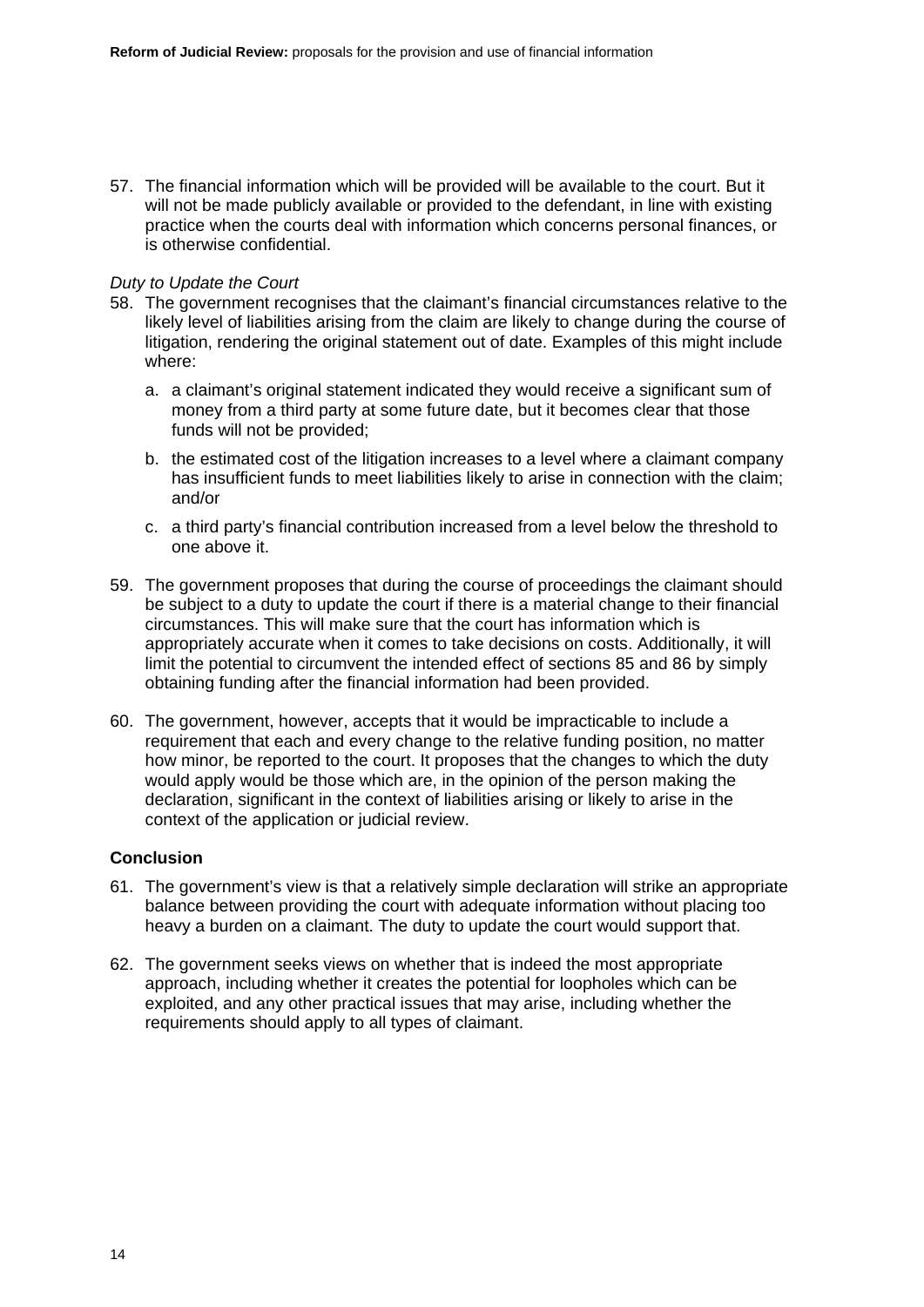57. The financial information which will be provided will be available to the court. But it will not be made publicly available or provided to the defendant, in line with existing practice when the courts deal with information which concerns personal finances, or is otherwise confidential.

*Duty to Update the Court*

58. The government recognises that the claimant's financial circumstances relative to the likely level of liabilities arising from the claim are likely to change during the course of litigation, rendering the original statement out of date. Examples of this might include where:

    a. a claimant's original statement indicated they would receive a significant sum of money from a third party at some future date, but it becomes clear that those funds will not be provided;

    b. the estimated cost of the litigation increases to a level where a claimant company has insufficient funds to meet liabilities likely to arise in connection with the claim; and/or

    c. a third party's financial contribution increased from a level below the threshold to one above it.

59. The government proposes that during the course of proceedings the claimant should be subject to a duty to update the court if there is a material change to their financial circumstances. This will make sure that the court has information which is appropriately accurate when it comes to take decisions on costs. Additionally, it will limit the potential to circumvent the intended effect of sections 85 and 86 by simply obtaining funding after the financial information had been provided.

60. The government, however, accepts that it would be impracticable to include a requirement that each and every change to the relative funding position, no matter how minor, be reported to the court. It proposes that the changes to which the duty would apply would be those which are, in the opinion of the person making the declaration, significant in the context of liabilities arising or likely to arise in the context of the application or judicial review.

**Conclusion**

61. The government's view is that a relatively simple declaration will strike an appropriate balance between providing the court with adequate information without placing too heavy a burden on a claimant. The duty to update the court would support that.

62. The government seeks views on whether that is indeed the most appropriate approach, including whether it creates the potential for loopholes which can be exploited, and any other practical issues that may arise, including whether the requirements should apply to all types of claimant.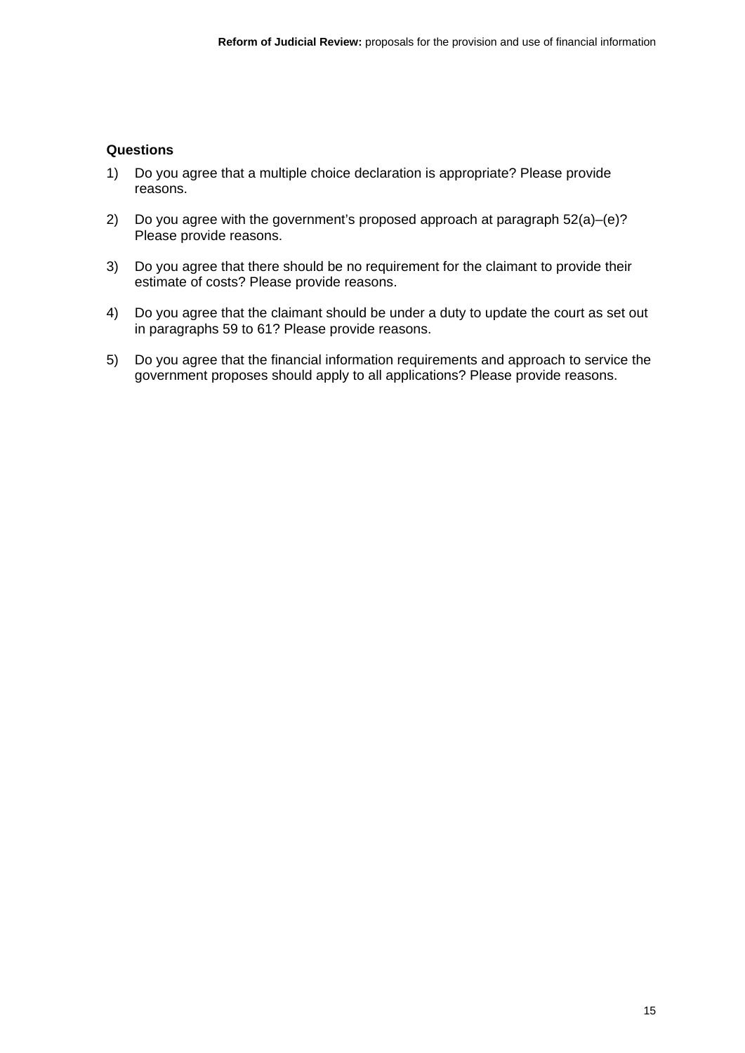**Questions**

1) Do you agree that a multiple choice declaration is appropriate? Please provide reasons.

2) Do you agree with the government's proposed approach at paragraph 52(a)–(e)? Please provide reasons.

3) Do you agree that there should be no requirement for the claimant to provide their estimate of costs? Please provide reasons.

4) Do you agree that the claimant should be under a duty to update the court as set out in paragraphs 59 to 61? Please provide reasons.

5) Do you agree that the financial information requirements and approach to service the government proposes should apply to all applications? Please provide reasons.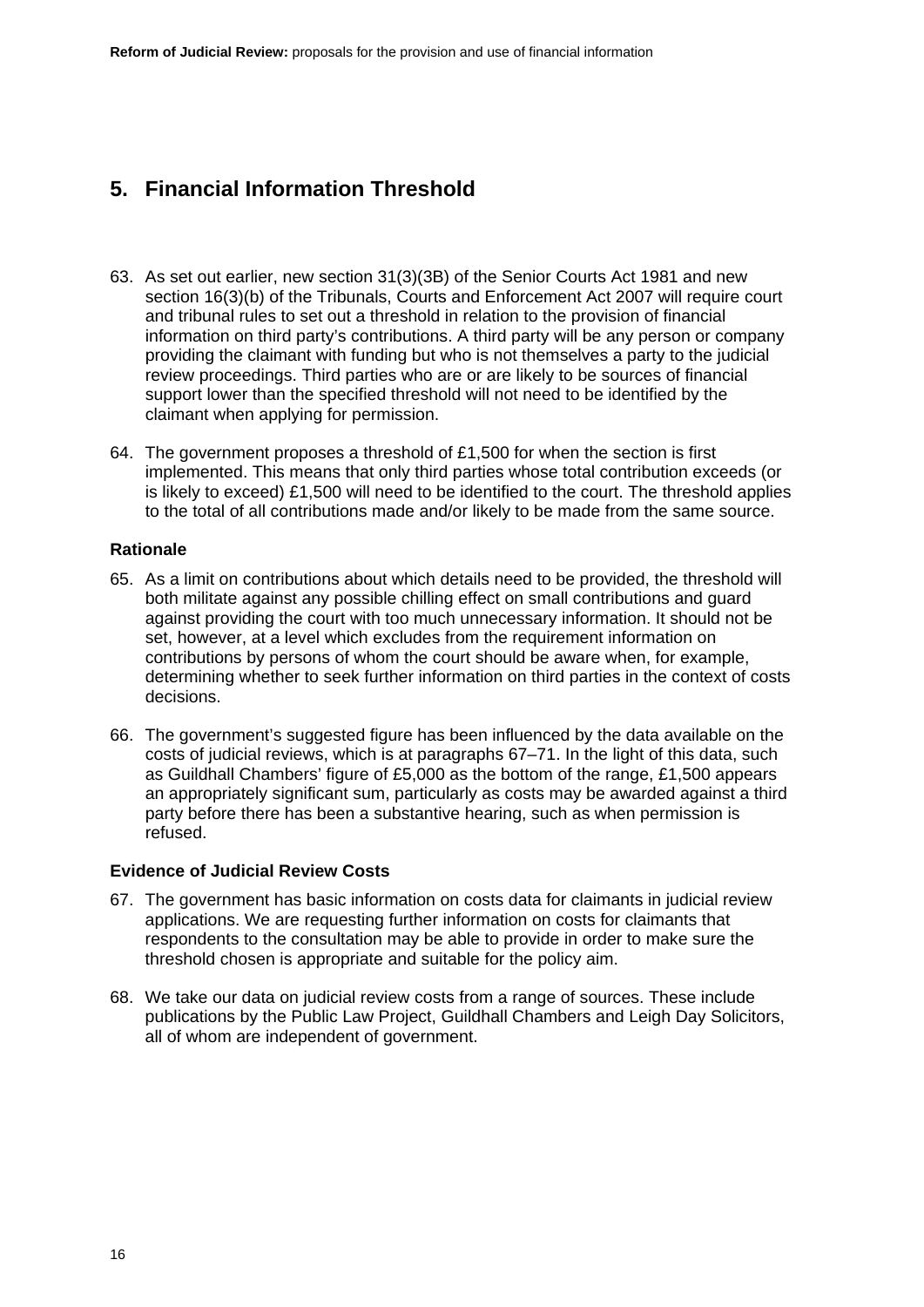## 5. Financial Information Threshold

63. As set out earlier, new section 31(3)(3B) of the Senior Courts Act 1981 and new section 16(3)(b) of the Tribunals, Courts and Enforcement Act 2007 will require court and tribunal rules to set out a threshold in relation to the provision of financial information on third party's contributions. A third party will be any person or company providing the claimant with funding but who is not themselves a party to the judicial review proceedings. Third parties who are or are likely to be sources of financial support lower than the specified threshold will not need to be identified by the claimant when applying for permission.

64. The government proposes a threshold of £1,500 for when the section is first implemented. This means that only third parties whose total contribution exceeds (or is likely to exceed) £1,500 will need to be identified to the court. The threshold applies to the total of all contributions made and/or likely to be made from the same source.

### Rationale

65. As a limit on contributions about which details need to be provided, the threshold will both militate against any possible chilling effect on small contributions and guard against providing the court with too much unnecessary information. It should not be set, however, at a level which excludes from the requirement information on contributions by persons of whom the court should be aware when, for example, determining whether to seek further information on third parties in the context of costs decisions.

66. The government's suggested figure has been influenced by the data available on the costs of judicial reviews, which is at paragraphs 67–71. In the light of this data, such as Guildhall Chambers' figure of £5,000 as the bottom of the range, £1,500 appears an appropriately significant sum, particularly as costs may be awarded against a third party before there has been a substantive hearing, such as when permission is refused.

### Evidence of Judicial Review Costs

67. The government has basic information on costs data for claimants in judicial review applications. We are requesting further information on costs for claimants that respondents to the consultation may be able to provide in order to make sure the threshold chosen is appropriate and suitable for the policy aim.

68. We take our data on judicial review costs from a range of sources. These include publications by the Public Law Project, Guildhall Chambers and Leigh Day Solicitors, all of whom are independent of government.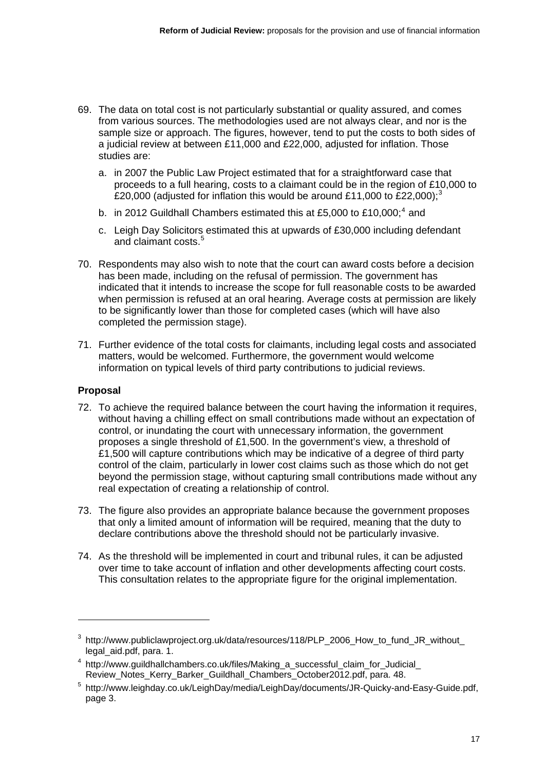69. The data on total cost is not particularly substantial or quality assured, and comes from various sources. The methodologies used are not always clear, and nor is the sample size or approach. The figures, however, tend to put the costs to both sides of a judicial review at between £11,000 and £22,000, adjusted for inflation. Those studies are:

    a. in 2007 the Public Law Project estimated that for a straightforward case that proceeds to a full hearing, costs to a claimant could be in the region of £10,000 to £20,000 (adjusted for inflation this would be around £11,000 to £22,000);[3]

    b. in 2012 Guildhall Chambers estimated this at £5,000 to £10,000;[4] and

    c. Leigh Day Solicitors estimated this at upwards of £30,000 including defendant and claimant costs.[5]

70. Respondents may also wish to note that the court can award costs before a decision has been made, including on the refusal of permission. The government has indicated that it intends to increase the scope for full reasonable costs to be awarded when permission is refused at an oral hearing. Average costs at permission are likely to be significantly lower than those for completed cases (which will have also completed the permission stage).

71. Further evidence of the total costs for claimants, including legal costs and associated matters, would be welcomed. Furthermore, the government would welcome information on typical levels of third party contributions to judicial reviews.

### Proposal

72. To achieve the required balance between the court having the information it requires, without having a chilling effect on small contributions made without an expectation of control, or inundating the court with unnecessary information, the government proposes a single threshold of £1,500. In the government's view, a threshold of £1,500 will capture contributions which may be indicative of a degree of third party control of the claim, particularly in lower cost claims such as those which do not get beyond the permission stage, without capturing small contributions made without any real expectation of creating a relationship of control.

73. The figure also provides an appropriate balance because the government proposes that only a limited amount of information will be required, meaning that the duty to declare contributions above the threshold should not be particularly invasive.

74. As the threshold will be implemented in court and tribunal rules, it can be adjusted over time to take account of inflation and other developments affecting court costs. This consultation relates to the appropriate figure for the original implementation.

---

[3] http://www.publiclawproject.org.uk/data/resources/118/PLP_2006_How_to_fund_JR_without_legal_aid.pdf, para. 1.

[4] http://www.guildhallchambers.co.uk/files/Making_a_successful_claim_for_Judicial_Review_Notes_Kerry_Barker_Guildhall_Chambers_October2012.pdf, para. 48.

[5] http://www.leighday.co.uk/LeighDay/media/LeighDay/documents/JR-Quicky-and-Easy-Guide.pdf, page 3.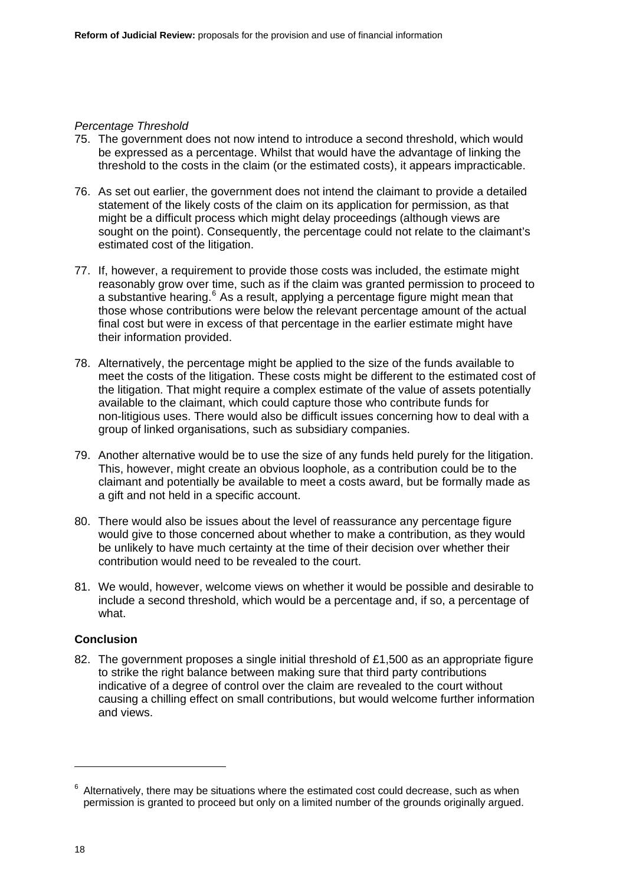*Percentage Threshold*

75. The government does not now intend to introduce a second threshold, which would be expressed as a percentage. Whilst that would have the advantage of linking the threshold to the costs in the claim (or the estimated costs), it appears impracticable.

76. As set out earlier, the government does not intend the claimant to provide a detailed statement of the likely costs of the claim on its application for permission, as that might be a difficult process which might delay proceedings (although views are sought on the point). Consequently, the percentage could not relate to the claimant's estimated cost of the litigation.

77. If, however, a requirement to provide those costs was included, the estimate might reasonably grow over time, such as if the claim was granted permission to proceed to a substantive hearing.[6] As a result, applying a percentage figure might mean that those whose contributions were below the relevant percentage amount of the actual final cost but were in excess of that percentage in the earlier estimate might have their information provided.

78. Alternatively, the percentage might be applied to the size of the funds available to meet the costs of the litigation. These costs might be different to the estimated cost of the litigation. That might require a complex estimate of the value of assets potentially available to the claimant, which could capture those who contribute funds for non-litigious uses. There would also be difficult issues concerning how to deal with a group of linked organisations, such as subsidiary companies.

79. Another alternative would be to use the size of any funds held purely for the litigation. This, however, might create an obvious loophole, as a contribution could be to the claimant and potentially be available to meet a costs award, but be formally made as a gift and not held in a specific account.

80. There would also be issues about the level of reassurance any percentage figure would give to those concerned about whether to make a contribution, as they would be unlikely to have much certainty at the time of their decision over whether their contribution would need to be revealed to the court.

81. We would, however, welcome views on whether it would be possible and desirable to include a second threshold, which would be a percentage and, if so, a percentage of what.

**Conclusion**

82. The government proposes a single initial threshold of £1,500 as an appropriate figure to strike the right balance between making sure that third party contributions indicative of a degree of control over the claim are revealed to the court without causing a chilling effect on small contributions, but would welcome further information and views.

---

[6] Alternatively, there may be situations where the estimated cost could decrease, such as when permission is granted to proceed but only on a limited number of the grounds originally argued.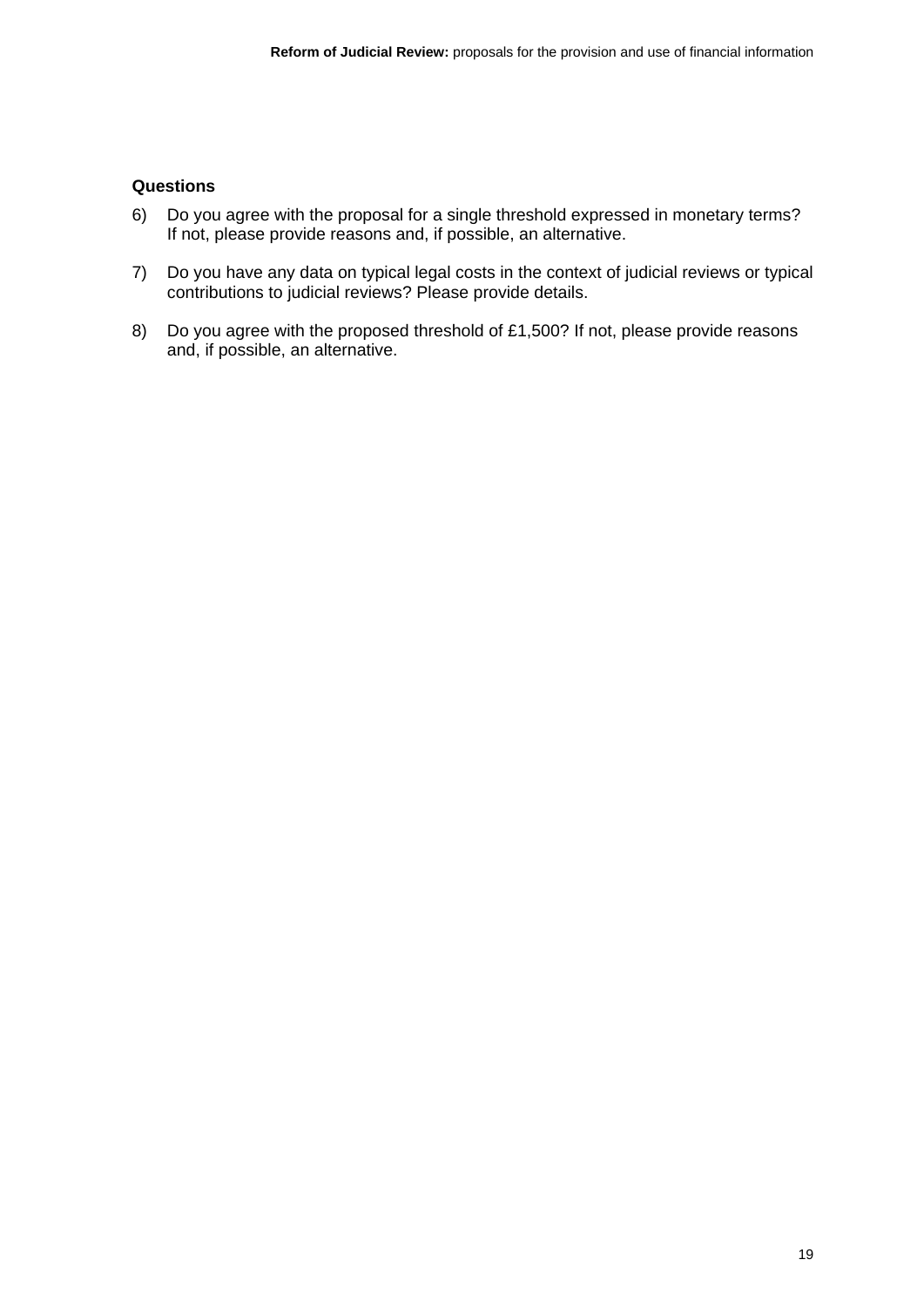**Questions**

6) Do you agree with the proposal for a single threshold expressed in monetary terms? If not, please provide reasons and, if possible, an alternative.

7) Do you have any data on typical legal costs in the context of judicial reviews or typical contributions to judicial reviews? Please provide details.

8) Do you agree with the proposed threshold of £1,500? If not, please provide reasons and, if possible, an alternative.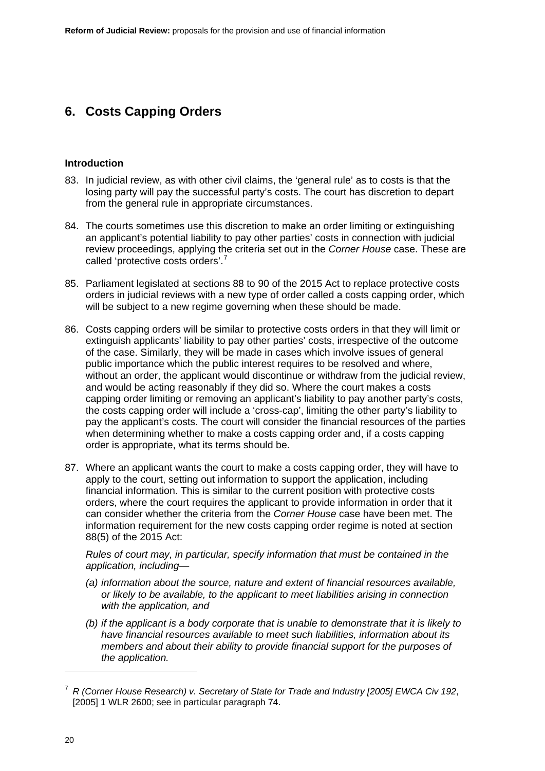# 6. Costs Capping Orders

### Introduction

83. In judicial review, as with other civil claims, the 'general rule' as to costs is that the losing party will pay the successful party's costs. The court has discretion to depart from the general rule in appropriate circumstances.

84. The courts sometimes use this discretion to make an order limiting or extinguishing an applicant's potential liability to pay other parties' costs in connection with judicial review proceedings, applying the criteria set out in the *Corner House* case. These are called 'protective costs orders'.[7]

85. Parliament legislated at sections 88 to 90 of the 2015 Act to replace protective costs orders in judicial reviews with a new type of order called a costs capping order, which will be subject to a new regime governing when these should be made.

86. Costs capping orders will be similar to protective costs orders in that they will limit or extinguish applicants' liability to pay other parties' costs, irrespective of the outcome of the case. Similarly, they will be made in cases which involve issues of general public importance which the public interest requires to be resolved and where, without an order, the applicant would discontinue or withdraw from the judicial review, and would be acting reasonably if they did so. Where the court makes a costs capping order limiting or removing an applicant's liability to pay another party's costs, the costs capping order will include a 'cross-cap', limiting the other party's liability to pay the applicant's costs. The court will consider the financial resources of the parties when determining whether to make a costs capping order and, if a costs capping order is appropriate, what its terms should be.

87. Where an applicant wants the court to make a costs capping order, they will have to apply to the court, setting out information to support the application, including financial information. This is similar to the current position with protective costs orders, where the court requires the applicant to provide information in order that it can consider whether the criteria from the *Corner House* case have been met. The information requirement for the new costs capping order regime is noted at section 88(5) of the 2015 Act:

    *Rules of court may, in particular, specify information that must be contained in the application, including—*

    *(a) information about the source, nature and extent of financial resources available, or likely to be available, to the applicant to meet liabilities arising in connection with the application, and*

    *(b) if the applicant is a body corporate that is unable to demonstrate that it is likely to have financial resources available to meet such liabilities, information about its members and about their ability to provide financial support for the purposes of the application.*

---

[7] *R (Corner House Research) v. Secretary of State for Trade and Industry [2005] EWCA Civ 192*, [2005] 1 WLR 2600; see in particular paragraph 74.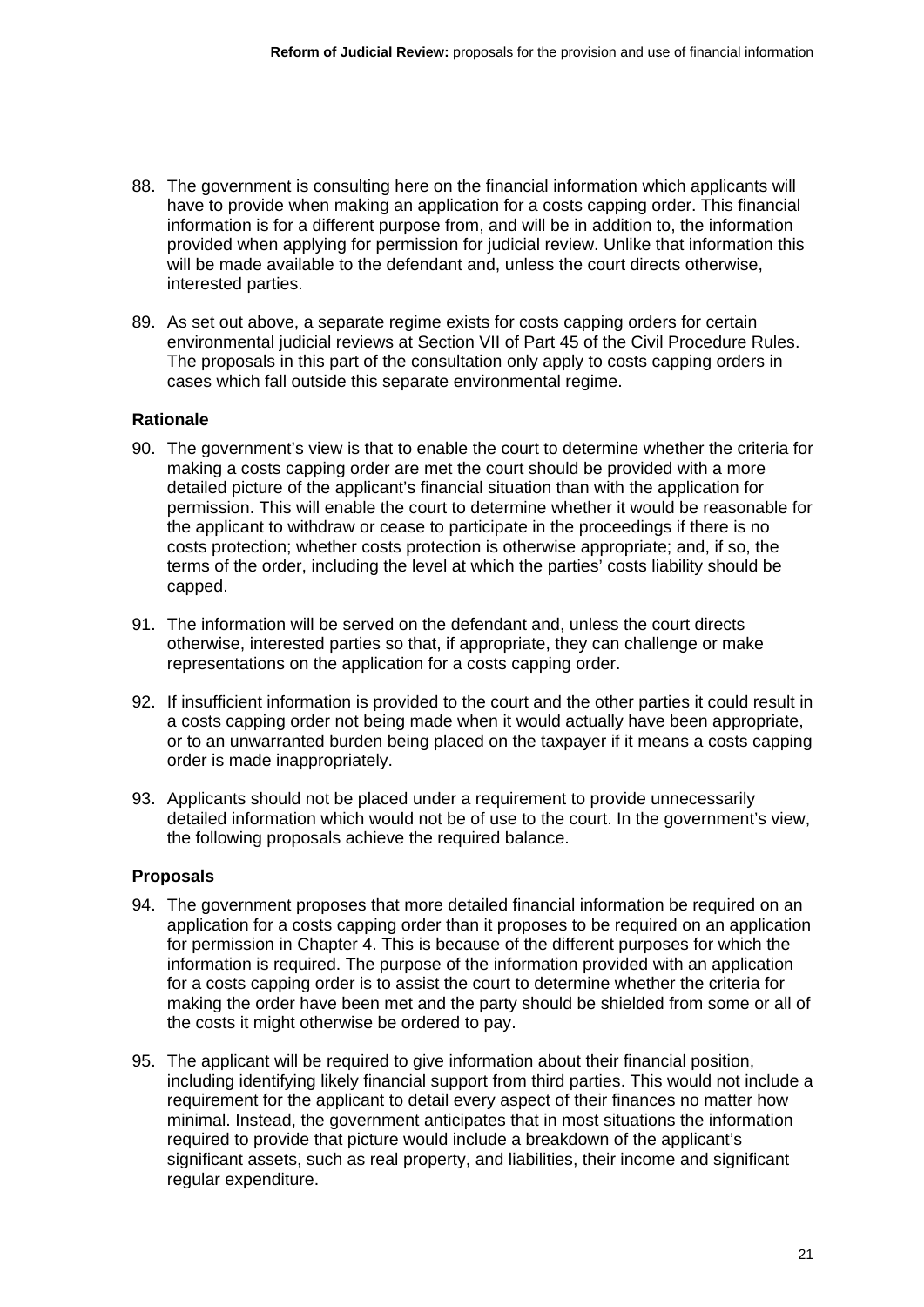88. The government is consulting here on the financial information which applicants will have to provide when making an application for a costs capping order. This financial information is for a different purpose from, and will be in addition to, the information provided when applying for permission for judicial review. Unlike that information this will be made available to the defendant and, unless the court directs otherwise, interested parties.

89. As set out above, a separate regime exists for costs capping orders for certain environmental judicial reviews at Section VII of Part 45 of the Civil Procedure Rules. The proposals in this part of the consultation only apply to costs capping orders in cases which fall outside this separate environmental regime.

**Rationale**

90. The government's view is that to enable the court to determine whether the criteria for making a costs capping order are met the court should be provided with a more detailed picture of the applicant's financial situation than with the application for permission. This will enable the court to determine whether it would be reasonable for the applicant to withdraw or cease to participate in the proceedings if there is no costs protection; whether costs protection is otherwise appropriate; and, if so, the terms of the order, including the level at which the parties' costs liability should be capped.

91. The information will be served on the defendant and, unless the court directs otherwise, interested parties so that, if appropriate, they can challenge or make representations on the application for a costs capping order.

92. If insufficient information is provided to the court and the other parties it could result in a costs capping order not being made when it would actually have been appropriate, or to an unwarranted burden being placed on the taxpayer if it means a costs capping order is made inappropriately.

93. Applicants should not be placed under a requirement to provide unnecessarily detailed information which would not be of use to the court. In the government's view, the following proposals achieve the required balance.

**Proposals**

94. The government proposes that more detailed financial information be required on an application for a costs capping order than it proposes to be required on an application for permission in Chapter 4. This is because of the different purposes for which the information is required. The purpose of the information provided with an application for a costs capping order is to assist the court to determine whether the criteria for making the order have been met and the party should be shielded from some or all of the costs it might otherwise be ordered to pay.

95. The applicant will be required to give information about their financial position, including identifying likely financial support from third parties. This would not include a requirement for the applicant to detail every aspect of their finances no matter how minimal. Instead, the government anticipates that in most situations the information required to provide that picture would include a breakdown of the applicant's significant assets, such as real property, and liabilities, their income and significant regular expenditure.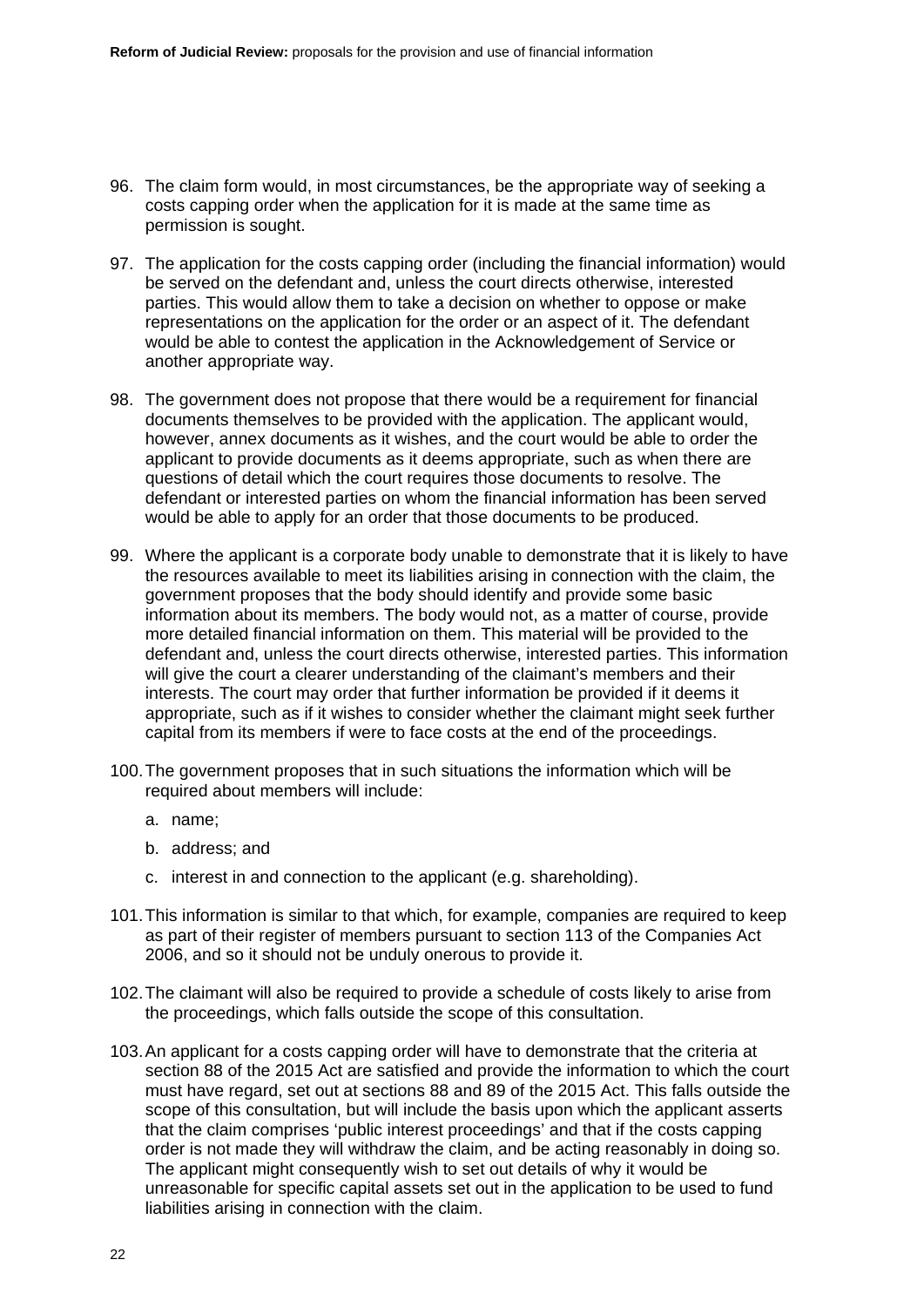96. The claim form would, in most circumstances, be the appropriate way of seeking a costs capping order when the application for it is made at the same time as permission is sought.

97. The application for the costs capping order (including the financial information) would be served on the defendant and, unless the court directs otherwise, interested parties. This would allow them to take a decision on whether to oppose or make representations on the application for the order or an aspect of it. The defendant would be able to contest the application in the Acknowledgement of Service or another appropriate way.

98. The government does not propose that there would be a requirement for financial documents themselves to be provided with the application. The applicant would, however, annex documents as it wishes, and the court would be able to order the applicant to provide documents as it deems appropriate, such as when there are questions of detail which the court requires those documents to resolve. The defendant or interested parties on whom the financial information has been served would be able to apply for an order that those documents to be produced.

99. Where the applicant is a corporate body unable to demonstrate that it is likely to have the resources available to meet its liabilities arising in connection with the claim, the government proposes that the body should identify and provide some basic information about its members. The body would not, as a matter of course, provide more detailed financial information on them. This material will be provided to the defendant and, unless the court directs otherwise, interested parties. This information will give the court a clearer understanding of the claimant's members and their interests. The court may order that further information be provided if it deems it appropriate, such as if it wishes to consider whether the claimant might seek further capital from its members if were to face costs at the end of the proceedings.

100. The government proposes that in such situations the information which will be required about members will include:

   a. name;

   b. address; and

   c. interest in and connection to the applicant (e.g. shareholding).

101. This information is similar to that which, for example, companies are required to keep as part of their register of members pursuant to section 113 of the Companies Act 2006, and so it should not be unduly onerous to provide it.

102. The claimant will also be required to provide a schedule of costs likely to arise from the proceedings, which falls outside the scope of this consultation.

103. An applicant for a costs capping order will have to demonstrate that the criteria at section 88 of the 2015 Act are satisfied and provide the information to which the court must have regard, set out at sections 88 and 89 of the 2015 Act. This falls outside the scope of this consultation, but will include the basis upon which the applicant asserts that the claim comprises 'public interest proceedings' and that if the costs capping order is not made they will withdraw the claim, and be acting reasonably in doing so. The applicant might consequently wish to set out details of why it would be unreasonable for specific capital assets set out in the application to be used to fund liabilities arising in connection with the claim.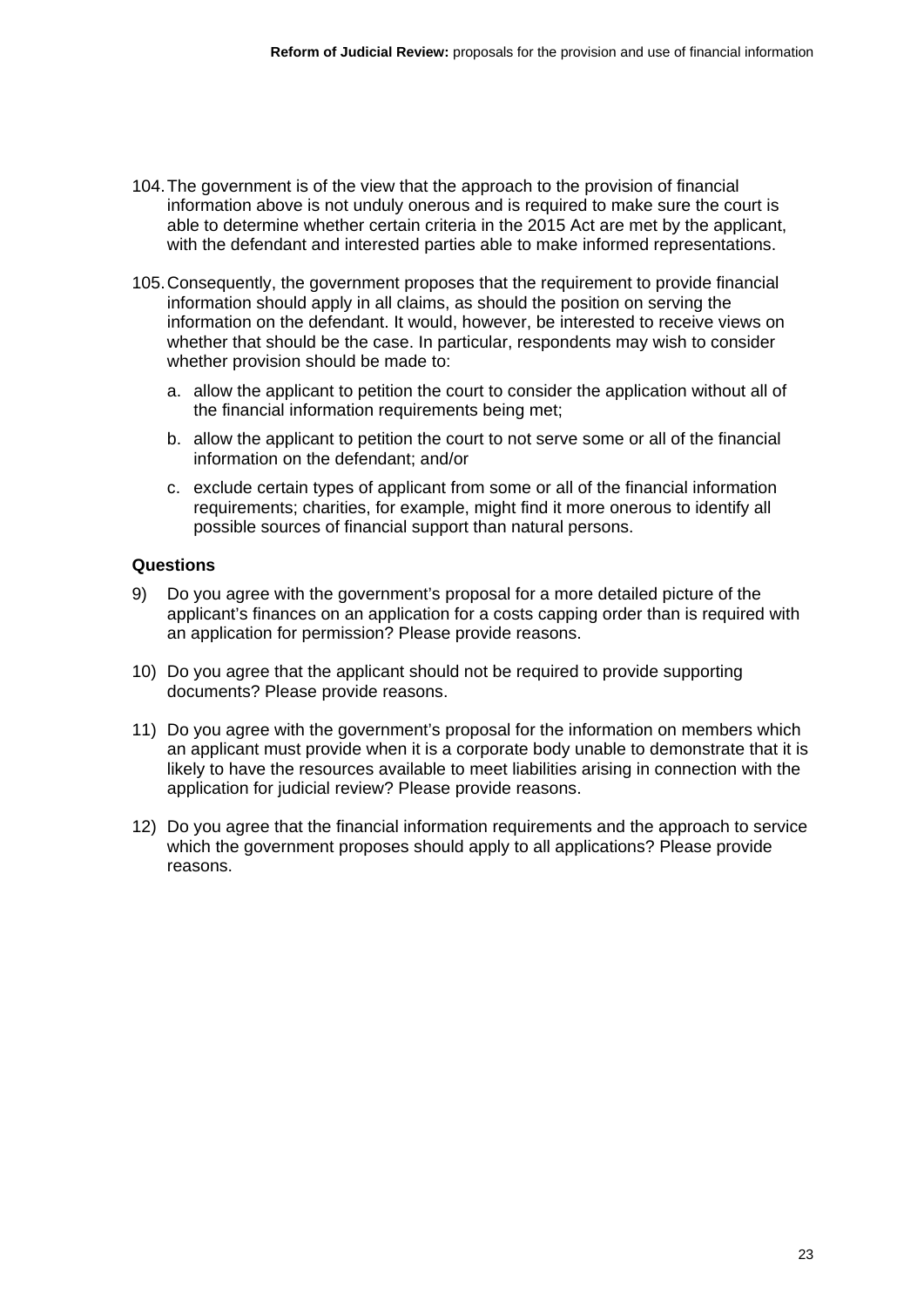104. The government is of the view that the approach to the provision of financial information above is not unduly onerous and is required to make sure the court is able to determine whether certain criteria in the 2015 Act are met by the applicant, with the defendant and interested parties able to make informed representations.

105. Consequently, the government proposes that the requirement to provide financial information should apply in all claims, as should the position on serving the information on the defendant. It would, however, be interested to receive views on whether that should be the case. In particular, respondents may wish to consider whether provision should be made to:

   a. allow the applicant to petition the court to consider the application without all of the financial information requirements being met;

   b. allow the applicant to petition the court to not serve some or all of the financial information on the defendant; and/or

   c. exclude certain types of applicant from some or all of the financial information requirements; charities, for example, might find it more onerous to identify all possible sources of financial support than natural persons.

**Questions**

9) Do you agree with the government's proposal for a more detailed picture of the applicant's finances on an application for a costs capping order than is required with an application for permission? Please provide reasons.

10) Do you agree that the applicant should not be required to provide supporting documents? Please provide reasons.

11) Do you agree with the government's proposal for the information on members which an applicant must provide when it is a corporate body unable to demonstrate that it is likely to have the resources available to meet liabilities arising in connection with the application for judicial review? Please provide reasons.

12) Do you agree that the financial information requirements and the approach to service which the government proposes should apply to all applications? Please provide reasons.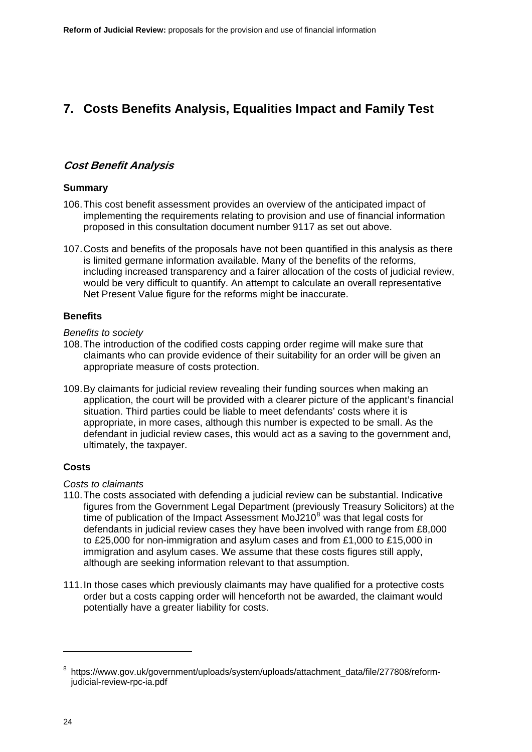## 7. Costs Benefits Analysis, Equalities Impact and Family Test

### *Cost Benefit Analysis*

#### Summary

106. This cost benefit assessment provides an overview of the anticipated impact of implementing the requirements relating to provision and use of financial information proposed in this consultation document number 9117 as set out above.

107. Costs and benefits of the proposals have not been quantified in this analysis as there is limited germane information available. Many of the benefits of the reforms, including increased transparency and a fairer allocation of the costs of judicial review, would be very difficult to quantify. An attempt to calculate an overall representative Net Present Value figure for the reforms might be inaccurate.

#### Benefits

*Benefits to society*

108. The introduction of the codified costs capping order regime will make sure that claimants who can provide evidence of their suitability for an order will be given an appropriate measure of costs protection.

109. By claimants for judicial review revealing their funding sources when making an application, the court will be provided with a clearer picture of the applicant's financial situation. Third parties could be liable to meet defendants' costs where it is appropriate, in more cases, although this number is expected to be small. As the defendant in judicial review cases, this would act as a saving to the government and, ultimately, the taxpayer.

#### Costs

*Costs to claimants*

110. The costs associated with defending a judicial review can be substantial. Indicative figures from the Government Legal Department (previously Treasury Solicitors) at the time of publication of the Impact Assessment MoJ210[8] was that legal costs for defendants in judicial review cases they have been involved with range from £8,000 to £25,000 for non-immigration and asylum cases and from £1,000 to £15,000 in immigration and asylum cases. We assume that these costs figures still apply, although are seeking information relevant to that assumption.

111. In those cases which previously claimants may have qualified for a protective costs order but a costs capping order will henceforth not be awarded, the claimant would potentially have a greater liability for costs.

---

[8] https://www.gov.uk/government/uploads/system/uploads/attachment_data/file/277808/reform-judicial-review-rpc-ia.pdf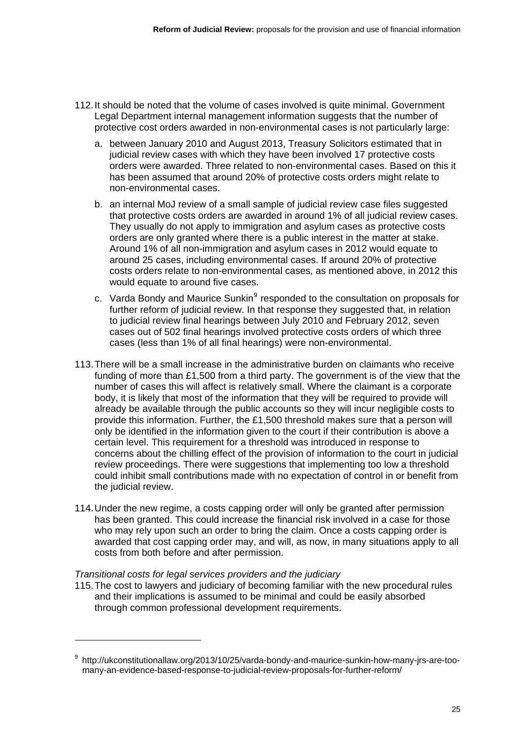112. It should be noted that the volume of cases involved is quite minimal. Government Legal Department internal management information suggests that the number of protective cost orders awarded in non-environmental cases is not particularly large:

   a. between January 2010 and August 2013, Treasury Solicitors estimated that in judicial review cases with which they have been involved 17 protective costs orders were awarded. Three related to non-environmental cases. Based on this it has been assumed that around 20% of protective costs orders might relate to non-environmental cases.

   b. an internal MoJ review of a small sample of judicial review case files suggested that protective costs orders are awarded in around 1% of all judicial review cases. They usually do not apply to immigration and asylum cases as protective costs orders are only granted where there is a public interest in the matter at stake. Around 1% of all non-immigration and asylum cases in 2012 would equate to around 25 cases, including environmental cases. If around 20% of protective costs orders relate to non-environmental cases, as mentioned above, in 2012 this would equate to around five cases.

   c. Varda Bondy and Maurice Sunkin[9] responded to the consultation on proposals for further reform of judicial review. In that response they suggested that, in relation to judicial review final hearings between July 2010 and February 2012, seven cases out of 502 final hearings involved protective costs orders of which three cases (less than 1% of all final hearings) were non-environmental.

113. There will be a small increase in the administrative burden on claimants who receive funding of more than £1,500 from a third party. The government is of the view that the number of cases this will affect is relatively small. Where the claimant is a corporate body, it is likely that most of the information that they will be required to provide will already be available through the public accounts so they will incur negligible costs to provide this information. Further, the £1,500 threshold makes sure that a person will only be identified in the information given to the court if their contribution is above a certain level. This requirement for a threshold was introduced in response to concerns about the chilling effect of the provision of information to the court in judicial review proceedings. There were suggestions that implementing too low a threshold could inhibit small contributions made with no expectation of control in or benefit from the judicial review.

114. Under the new regime, a costs capping order will only be granted after permission has been granted. This could increase the financial risk involved in a case for those who may rely upon such an order to bring the claim. Once a costs capping order is awarded that cost capping order may, and will, as now, in many situations apply to all costs from both before and after permission.

*Transitional costs for legal services providers and the judiciary*

115. The cost to lawyers and judiciary of becoming familiar with the new procedural rules and their implications is assumed to be minimal and could be easily absorbed through common professional development requirements.

---

[9] http://ukconstitutionallaw.org/2013/10/25/varda-bondy-and-maurice-sunkin-how-many-jrs-are-too-many-an-evidence-based-response-to-judicial-review-proposals-for-further-reform/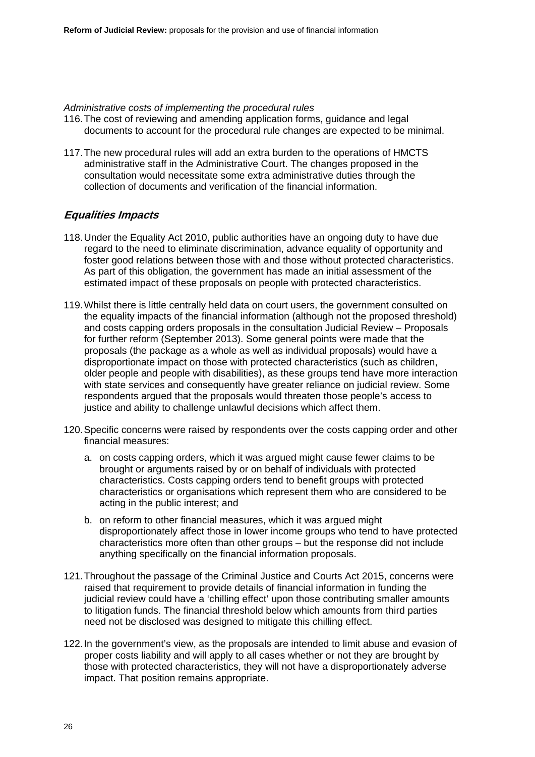*Administrative costs of implementing the procedural rules*

116. The cost of reviewing and amending application forms, guidance and legal documents to account for the procedural rule changes are expected to be minimal.

117. The new procedural rules will add an extra burden to the operations of HMCTS administrative staff in the Administrative Court. The changes proposed in the consultation would necessitate some extra administrative duties through the collection of documents and verification of the financial information.

## *Equalities Impacts*

118. Under the Equality Act 2010, public authorities have an ongoing duty to have due regard to the need to eliminate discrimination, advance equality of opportunity and foster good relations between those with and those without protected characteristics. As part of this obligation, the government has made an initial assessment of the estimated impact of these proposals on people with protected characteristics.

119. Whilst there is little centrally held data on court users, the government consulted on the equality impacts of the financial information (although not the proposed threshold) and costs capping orders proposals in the consultation Judicial Review – Proposals for further reform (September 2013). Some general points were made that the proposals (the package as a whole as well as individual proposals) would have a disproportionate impact on those with protected characteristics (such as children, older people and people with disabilities), as these groups tend have more interaction with state services and consequently have greater reliance on judicial review. Some respondents argued that the proposals would threaten those people's access to justice and ability to challenge unlawful decisions which affect them.

120. Specific concerns were raised by respondents over the costs capping order and other financial measures:

    a. on costs capping orders, which it was argued might cause fewer claims to be brought or arguments raised by or on behalf of individuals with protected characteristics. Costs capping orders tend to benefit groups with protected characteristics or organisations which represent them who are considered to be acting in the public interest; and

    b. on reform to other financial measures, which it was argued might disproportionately affect those in lower income groups who tend to have protected characteristics more often than other groups – but the response did not include anything specifically on the financial information proposals.

121. Throughout the passage of the Criminal Justice and Courts Act 2015, concerns were raised that requirement to provide details of financial information in funding the judicial review could have a 'chilling effect' upon those contributing smaller amounts to litigation funds. The financial threshold below which amounts from third parties need not be disclosed was designed to mitigate this chilling effect.

122. In the government's view, as the proposals are intended to limit abuse and evasion of proper costs liability and will apply to all cases whether or not they are brought by those with protected characteristics, they will not have a disproportionately adverse impact. That position remains appropriate.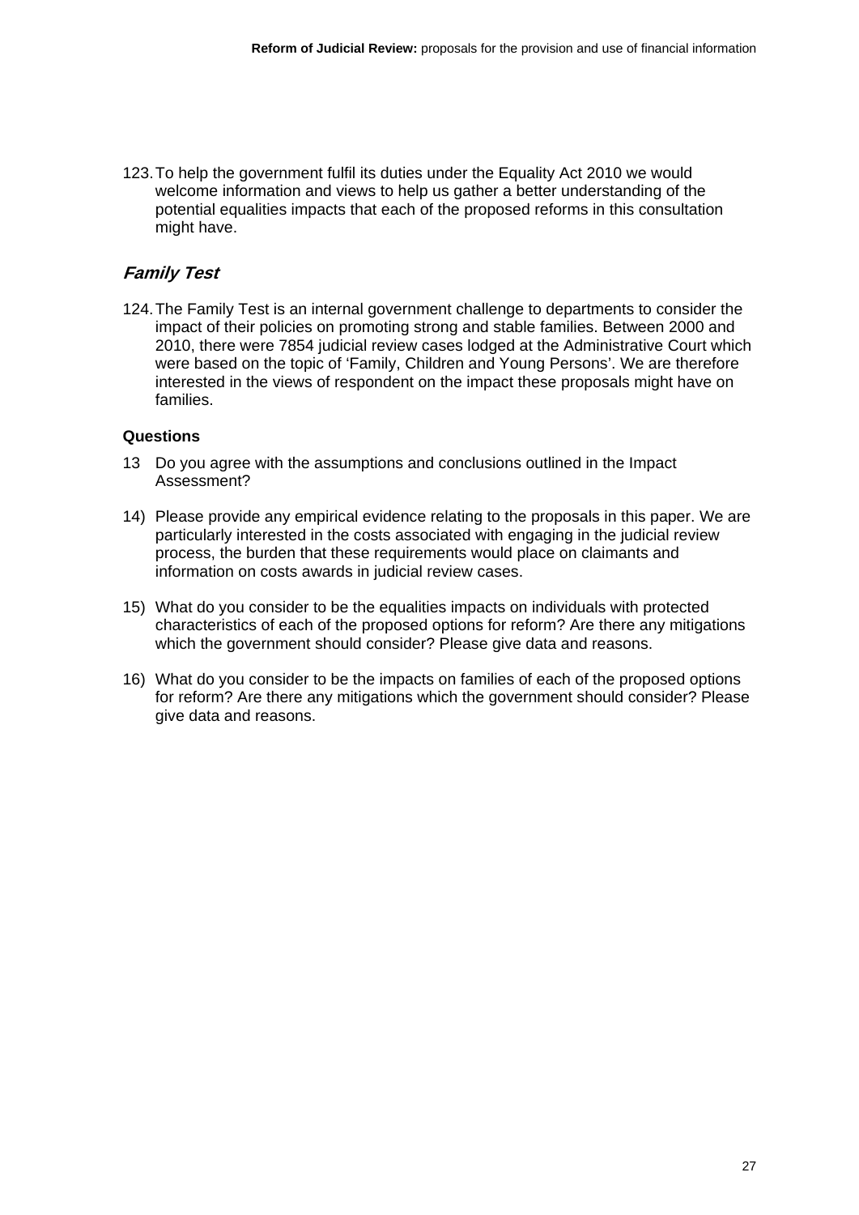123. To help the government fulfil its duties under the Equality Act 2010 we would welcome information and views to help us gather a better understanding of the potential equalities impacts that each of the proposed reforms in this consultation might have.

### *Family Test*

124. The Family Test is an internal government challenge to departments to consider the impact of their policies on promoting strong and stable families. Between 2000 and 2010, there were 7854 judicial review cases lodged at the Administrative Court which were based on the topic of 'Family, Children and Young Persons'. We are therefore interested in the views of respondent on the impact these proposals might have on families.

**Questions**

13 Do you agree with the assumptions and conclusions outlined in the Impact Assessment?

14) Please provide any empirical evidence relating to the proposals in this paper. We are particularly interested in the costs associated with engaging in the judicial review process, the burden that these requirements would place on claimants and information on costs awards in judicial review cases.

15) What do you consider to be the equalities impacts on individuals with protected characteristics of each of the proposed options for reform? Are there any mitigations which the government should consider? Please give data and reasons.

16) What do you consider to be the impacts on families of each of the proposed options for reform? Are there any mitigations which the government should consider? Please give data and reasons.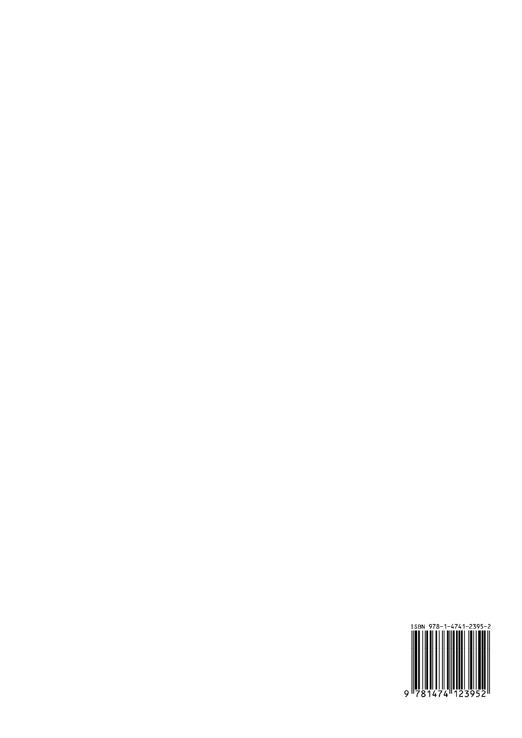ISBN 978-1-4741-2395-2

9 781474 123952